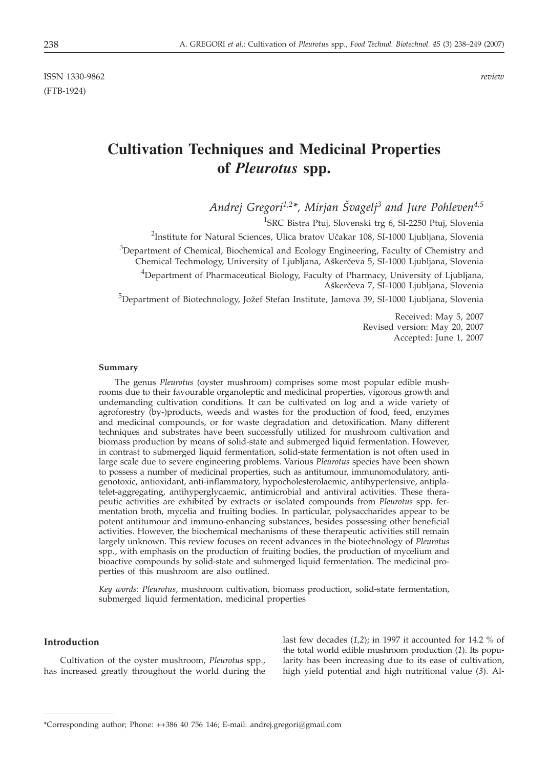ISSN 1330-9862 *review*
(FTB-1924)

# Cultivation Techniques and Medicinal Properties of *Pleurotus* spp.

*Andrej Gregori[1,2]\*, Mirjan Švagelj[3] and Jure Pohleven[4,5]*

[1]SRC Bistra Ptuj, Slovenski trg 6, SI-2250 Ptuj, Slovenia

[2]Institute for Natural Sciences, Ulica bratov Učakar 108, SI-1000 Ljubljana, Slovenia

[3]Department of Chemical, Biochemical and Ecology Engineering, Faculty of Chemistry and Chemical Techmology, University of Ljubljana, Aškerčeva 5, SI-1000 Ljubljana, Slovenia

[4]Department of Pharmaceutical Biology, Faculty of Pharmacy, University of Ljubljana, Aškerčeva 7, SI-1000 Ljubljana, Slovenia

[5]Department of Biotechnology, Jožef Stefan Institute, Jamova 39, SI-1000 Ljubljana, Slovenia

Received: May 5, 2007
Revised version: May 20, 2007
Accepted: June 1, 2007

#### Summary

The genus *Pleurotus* (oyster mushroom) comprises some most popular edible mushrooms due to their favourable organoleptic and medicinal properties, vigorous growth and undemanding cultivation conditions. It can be cultivated on log and a wide variety of agroforestry (by-)products, weeds and wastes for the production of food, feed, enzymes and medicinal compounds, or for waste degradation and detoxification. Many different techniques and substrates have been successfully utilized for mushroom cultivation and biomass production by means of solid-state and submerged liquid fermentation. However, in contrast to submerged liquid fermentation, solid-state fermentation is not often used in large scale due to severe engineering problems. Various *Pleurotus* species have been shown to possess a number of medicinal properties, such as antitumour, immunomodulatory, antigenotoxic, antioxidant, anti-inflammatory, hypocholesterolaemic, antihypertensive, antiplatelet-aggregating, antihyperglycaemic, antimicrobial and antiviral activities. These therapeutic activities are exhibited by extracts or isolated compounds from *Pleurotus* spp. fermentation broth, mycelia and fruiting bodies. In particular, polysaccharides appear to be potent antitumour and immuno-enhancing substances, besides possessing other beneficial activities. However, the biochemical mechanisms of these therapeutic activities still remain largely unknown. This review focuses on recent advances in the biotechnology of *Pleurotus* spp., with emphasis on the production of fruiting bodies, the production of mycelium and bioactive compounds by solid-state and submerged liquid fermentation. The medicinal properties of this mushroom are also outlined.

*Key words: Pleurotus*, mushroom cultivation, biomass production, solid-state fermentation, submerged liquid fermentation, medicinal properties

## Introduction

Cultivation of the oyster mushroom, *Pleurotus* spp., has increased greatly throughout the world during the last few decades (*1,2*); in 1997 it accounted for 14.2 % of the total world edible mushroom production (*1*). Its popularity has been increasing due to its ease of cultivation, high yield potential and high nutritional value (*3*). Al-

\*Corresponding author; Phone: ++386 40 756 146; E-mail: andrej.gregori@gmail.com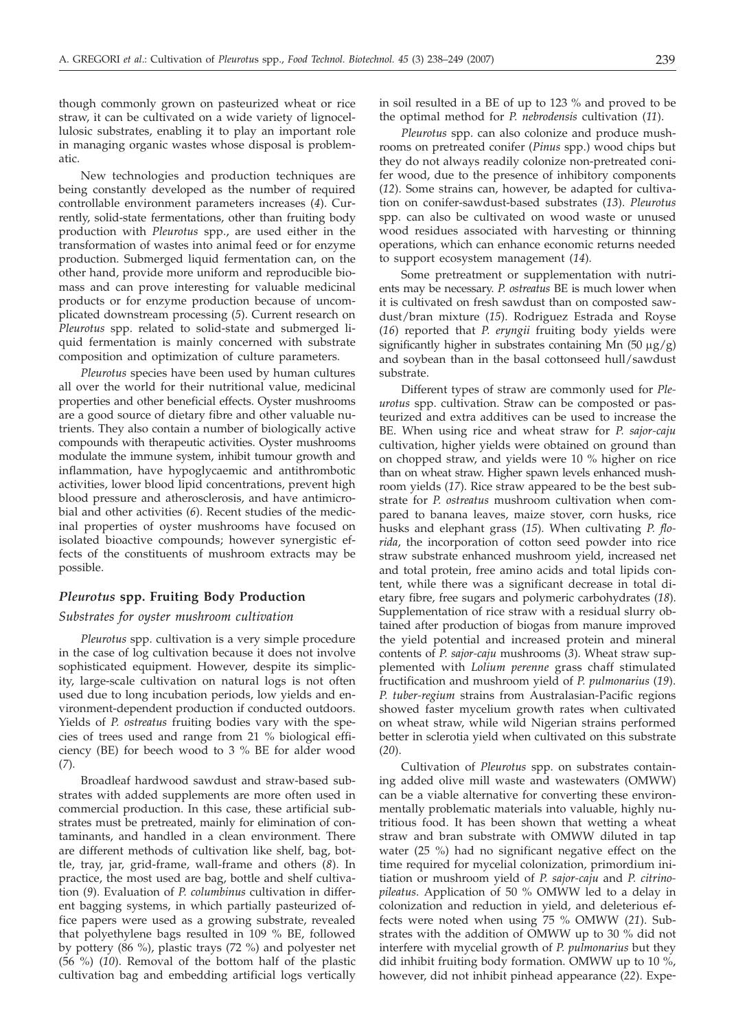though commonly grown on pasteurized wheat or rice straw, it can be cultivated on a wide variety of lignocellulosic substrates, enabling it to play an important role in managing organic wastes whose disposal is problematic.

New technologies and production techniques are being constantly developed as the number of required controllable environment parameters increases (*4*). Currently, solid-state fermentations, other than fruiting body production with *Pleurotus* spp., are used either in the transformation of wastes into animal feed or for enzyme production. Submerged liquid fermentation can, on the other hand, provide more uniform and reproducible biomass and can prove interesting for valuable medicinal products or for enzyme production because of uncomplicated downstream processing (*5*). Current research on *Pleurotus* spp. related to solid-state and submerged liquid fermentation is mainly concerned with substrate composition and optimization of culture parameters.

*Pleurotus* species have been used by human cultures all over the world for their nutritional value, medicinal properties and other beneficial effects. Oyster mushrooms are a good source of dietary fibre and other valuable nutrients. They also contain a number of biologically active compounds with therapeutic activities. Oyster mushrooms modulate the immune system, inhibit tumour growth and inflammation, have hypoglycaemic and antithrombotic activities, lower blood lipid concentrations, prevent high blood pressure and atherosclerosis, and have antimicrobial and other activities (*6*). Recent studies of the medicinal properties of oyster mushrooms have focused on isolated bioactive compounds; however synergistic effects of the constituents of mushroom extracts may be possible.

## *Pleurotus* spp. Fruiting Body Production

### *Substrates for oyster mushroom cultivation*

*Pleurotus* spp. cultivation is a very simple procedure in the case of log cultivation because it does not involve sophisticated equipment. However, despite its simplicity, large-scale cultivation on natural logs is not often used due to long incubation periods, low yields and environment-dependent production if conducted outdoors. Yields of *P. ostreatus* fruiting bodies vary with the species of trees used and range from 21 % biological efficiency (BE) for beech wood to 3 % BE for alder wood (*7*).

Broadleaf hardwood sawdust and straw-based substrates with added supplements are more often used in commercial production. In this case, these artificial substrates must be pretreated, mainly for elimination of contaminants, and handled in a clean environment. There are different methods of cultivation like shelf, bag, bottle, tray, jar, grid-frame, wall-frame and others (*8*). In practice, the most used are bag, bottle and shelf cultivation (*9*). Evaluation of *P. columbinus* cultivation in different bagging systems, in which partially pasteurized office papers were used as a growing substrate, revealed that polyethylene bags resulted in 109 % BE, followed by pottery (86 %), plastic trays (72 %) and polyester net (56 %) (*10*). Removal of the bottom half of the plastic cultivation bag and embedding artificial logs vertically in soil resulted in a BE of up to 123 % and proved to be the optimal method for *P. nebrodensis* cultivation (*11*).

*Pleurotus* spp. can also colonize and produce mushrooms on pretreated conifer (*Pinus* spp.) wood chips but they do not always readily colonize non-pretreated conifer wood, due to the presence of inhibitory components (*12*). Some strains can, however, be adapted for cultivation on conifer-sawdust-based substrates (*13*). *Pleurotus* spp. can also be cultivated on wood waste or unused wood residues associated with harvesting or thinning operations, which can enhance economic returns needed to support ecosystem management (*14*).

Some pretreatment or supplementation with nutrients may be necessary. *P. ostreatus* BE is much lower when it is cultivated on fresh sawdust than on composted sawdust/bran mixture (*15*). Rodriguez Estrada and Royse (*16*) reported that *P. eryngii* fruiting body yields were significantly higher in substrates containing Mn (50 μg/g) and soybean than in the basal cottonseed hull/sawdust substrate.

Different types of straw are commonly used for *Pleurotus* spp. cultivation. Straw can be composted or pasteurized and extra additives can be used to increase the BE. When using rice and wheat straw for *P. sajor-caju* cultivation, higher yields were obtained on ground than on chopped straw, and yields were 10 % higher on rice than on wheat straw. Higher spawn levels enhanced mushroom yields (*17*). Rice straw appeared to be the best substrate for *P. ostreatus* mushroom cultivation when compared to banana leaves, maize stover, corn husks, rice husks and elephant grass (*15*). When cultivating *P. florida*, the incorporation of cotton seed powder into rice straw substrate enhanced mushroom yield, increased net and total protein, free amino acids and total lipids content, while there was a significant decrease in total dietary fibre, free sugars and polymeric carbohydrates (*18*). Supplementation of rice straw with a residual slurry obtained after production of biogas from manure improved the yield potential and increased protein and mineral contents of *P. sajor-caju* mushrooms (*3*). Wheat straw supplemented with *Lolium perenne* grass chaff stimulated fructification and mushroom yield of *P. pulmonarius* (*19*). *P. tuber-regium* strains from Australasian-Pacific regions showed faster mycelium growth rates when cultivated on wheat straw, while wild Nigerian strains performed better in sclerotia yield when cultivated on this substrate (*20*).

Cultivation of *Pleurotus* spp. on substrates containing added olive mill waste and wastewaters (OMWW) can be a viable alternative for converting these environmentally problematic materials into valuable, highly nutritious food. It has been shown that wetting a wheat straw and bran substrate with OMWW diluted in tap water (25 %) had no significant negative effect on the time required for mycelial colonization, primordium initiation or mushroom yield of *P. sajor-caju* and *P. citrinopileatus*. Application of 50 % OMWW led to a delay in colonization and reduction in yield, and deleterious effects were noted when using 75 % OMWW (*21*). Substrates with the addition of OMWW up to 30 % did not interfere with mycelial growth of *P. pulmonarius* but they did inhibit fruiting body formation. OMWW up to 10 %, however, did not inhibit pinhead appearance (*22*). Expe-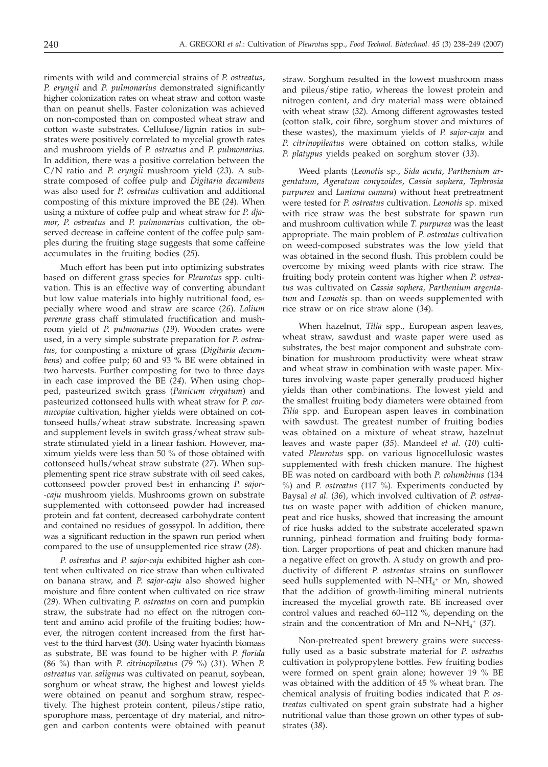riments with wild and commercial strains of *P. ostreatus*, *P. eryngii* and *P. pulmonarius* demonstrated significantly higher colonization rates on wheat straw and cotton waste than on peanut shells. Faster colonization was achieved on non-composted than on composted wheat straw and cotton waste substrates. Cellulose/lignin ratios in substrates were positively correlated to mycelial growth rates and mushroom yields of *P. ostreatus* and *P. pulmonarius*. In addition, there was a positive correlation between the C/N ratio and *P. eryngii* mushroom yield (*23*). A substrate composed of coffee pulp and *Digitaria decumbens* was also used for *P. ostreatus* cultivation and additional composting of this mixture improved the BE (*24*). When using a mixture of coffee pulp and wheat straw for *P. djamor*, *P. ostreatus* and *P. pulmonarius* cultivation, the observed decrease in caffeine content of the coffee pulp samples during the fruiting stage suggests that some caffeine accumulates in the fruiting bodies (*25*).

Much effort has been put into optimizing substrates based on different grass species for *Pleurotus* spp. cultivation. This is an effective way of converting abundant but low value materials into highly nutritional food, especially where wood and straw are scarce (*26*). *Lolium perenne* grass chaff stimulated fructification and mushroom yield of *P. pulmonarius* (*19*). Wooden crates were used, in a very simple substrate preparation for *P. ostreatus*, for composting a mixture of grass (*Digitaria decumbens*) and coffee pulp; 60 and 93 % BE were obtained in two harvests. Further composting for two to three days in each case improved the BE (*24*). When using chopped, pasteurized switch grass (*Panicum virgatum*) and pasteurized cottonseed hulls with wheat straw for *P. cornucopiae* cultivation, higher yields were obtained on cottonseed hulls/wheat straw substrate. Increasing spawn and supplement levels in switch grass/wheat straw substrate stimulated yield in a linear fashion. However, maximum yields were less than 50 % of those obtained with cottonseed hulls/wheat straw substrate (*27*). When supplementing spent rice straw substrate with oil seed cakes, cottonseed powder proved best in enhancing *P. sajor-caju* mushroom yields. Mushrooms grown on substrate supplemented with cottonseed powder had increased protein and fat content, decreased carbohydrate content and contained no residues of gossypol. In addition, there was a significant reduction in the spawn run period when compared to the use of unsupplemented rice straw (*28*).

*P. ostreatus* and *P. sajor-caju* exhibited higher ash content when cultivated on rice straw than when cultivated on banana straw, and *P. sajor-caju* also showed higher moisture and fibre content when cultivated on rice straw (*29*). When cultivating *P. ostreatus* on corn and pumpkin straw, the substrate had no effect on the nitrogen content and amino acid profile of the fruiting bodies; however, the nitrogen content increased from the first harvest to the third harvest (*30*). Using water hyacinth biomass as substrate, BE was found to be higher with *P. florida* (86 %) than with *P. citrinopileatus* (79 %) (*31*). When *P. ostreatus* var. *salignus* was cultivated on peanut, soybean, sorghum or wheat straw, the highest and lowest yields were obtained on peanut and sorghum straw, respectively. The highest protein content, pileus/stipe ratio, sporophore mass, percentage of dry material, and nitrogen and carbon contents were obtained with peanut straw. Sorghum resulted in the lowest mushroom mass and pileus/stipe ratio, whereas the lowest protein and nitrogen content, and dry material mass were obtained with wheat straw (*32*). Among different agrowastes tested (cotton stalk, coir fibre, sorghum stover and mixtures of these wastes), the maximum yields of *P. sajor-caju* and *P. citrinopileatus* were obtained on cotton stalks, while *P. platypus* yields peaked on sorghum stover (*33*).

Weed plants (*Leonotis* sp., *Sida acuta*, *Parthenium argentatum*, *Ageratum conyzoides*, *Cassia sophera*, *Tephrosia purpurea* and *Lantana camara*) without heat pretreatment were tested for *P. ostreatus* cultivation. *Leonotis* sp. mixed with rice straw was the best substrate for spawn run and mushroom cultivation while *T. purpurea* was the least appropriate. The main problem of *P. ostreatus* cultivation on weed-composted substrates was the low yield that was obtained in the second flush. This problem could be overcome by mixing weed plants with rice straw. The fruiting body protein content was higher when *P. ostreatus* was cultivated on *Cassia sophera*, *Parthenium argentatum* and *Leonotis* sp. than on weeds supplemented with rice straw or on rice straw alone (*34*).

When hazelnut, *Tilia* spp., European aspen leaves, wheat straw, sawdust and waste paper were used as substrates, the best major component and substrate combination for mushroom productivity were wheat straw and wheat straw in combination with waste paper. Mixtures involving waste paper generally produced higher yields than other combinations. The lowest yield and the smallest fruiting body diameters were obtained from *Tilia* spp. and European aspen leaves in combination with sawdust. The greatest number of fruiting bodies was obtained on a mixture of wheat straw, hazelnut leaves and waste paper (*35*). Mandeel *et al.* (*10*) cultivated *Pleurotus* spp. on various lignocellulosic wastes supplemented with fresh chicken manure. The highest BE was noted on cardboard with both *P. columbinus* (134 %) and *P. ostreatus* (117 %). Experiments conducted by Baysal *et al.* (*36*), which involved cultivation of *P. ostreatus* on waste paper with addition of chicken manure, peat and rice husks, showed that increasing the amount of rice husks added to the substrate accelerated spawn running, pinhead formation and fruiting body formation. Larger proportions of peat and chicken manure had a negative effect on growth. A study on growth and productivity of different *P. ostreatus* strains on sunflower seed hulls supplemented with $N\text{–}NH_4^+$ or Mn, showed that the addition of growth-limiting mineral nutrients increased the mycelial growth rate. BE increased over control values and reached 60–112 %, depending on the strain and the concentration of Mn and $N\text{–}NH_4^+$ (*37*).

Non-pretreated spent brewery grains were successfully used as a basic substrate material for *P. ostreatus* cultivation in polypropylene bottles. Few fruiting bodies were formed on spent grain alone; however 19 % BE was obtained with the addition of 45 % wheat bran. The chemical analysis of fruiting bodies indicated that *P. ostreatus* cultivated on spent grain substrate had a higher nutritional value than those grown on other types of substrates (*38*).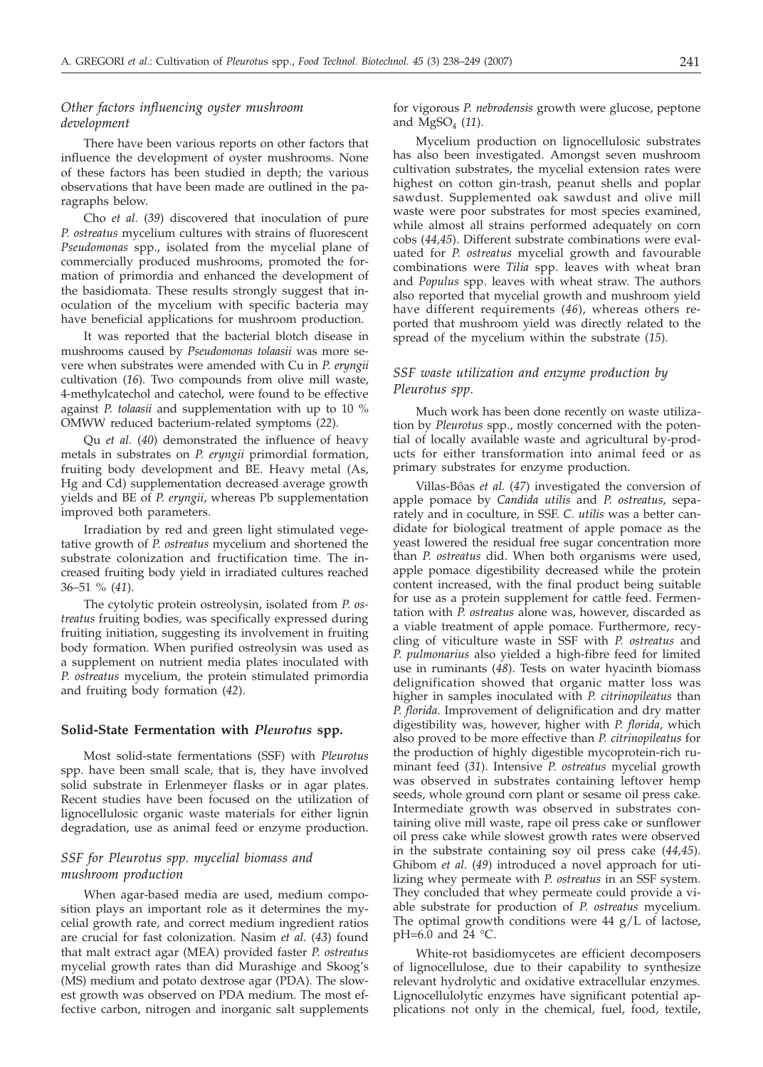### *Other factors influencing oyster mushroom development*

There have been various reports on other factors that influence the development of oyster mushrooms. None of these factors has been studied in depth; the various observations that have been made are outlined in the paragraphs below.

Cho *et al.* (*39*) discovered that inoculation of pure *P. ostreatus* mycelium cultures with strains of fluorescent *Pseudomonas* spp., isolated from the mycelial plane of commercially produced mushrooms, promoted the formation of primordia and enhanced the development of the basidiomata. These results strongly suggest that inoculation of the mycelium with specific bacteria may have beneficial applications for mushroom production.

It was reported that the bacterial blotch disease in mushrooms caused by *Pseudomonas tolaasii* was more severe when substrates were amended with Cu in *P. eryngii* cultivation (*16*). Two compounds from olive mill waste, 4-methylcatechol and catechol, were found to be effective against *P. tolaasii* and supplementation with up to 10 % OMWW reduced bacterium-related symptoms (*22*).

Qu *et al.* (*40*) demonstrated the influence of heavy metals in substrates on *P. eryngii* primordial formation, fruiting body development and BE. Heavy metal (As, Hg and Cd) supplementation decreased average growth yields and BE of *P. eryngii*, whereas Pb supplementation improved both parameters.

Irradiation by red and green light stimulated vegetative growth of *P. ostreatus* mycelium and shortened the substrate colonization and fructification time. The increased fruiting body yield in irradiated cultures reached 36–51 % (*41*).

The cytolytic protein ostreolysin, isolated from *P. ostreatus* fruiting bodies, was specifically expressed during fruiting initiation, suggesting its involvement in fruiting body formation. When purified ostreolysin was used as a supplement on nutrient media plates inoculated with *P. ostreatus* mycelium, the protein stimulated primordia and fruiting body formation (*42*).

## Solid-State Fermentation with *Pleurotus* spp.

Most solid-state fermentations (SSF) with *Pleurotus* spp. have been small scale, that is, they have involved solid substrate in Erlenmeyer flasks or in agar plates. Recent studies have been focused on the utilization of lignocellulosic organic waste materials for either lignin degradation, use as animal feed or enzyme production.

### *SSF for Pleurotus spp. mycelial biomass and mushroom production*

When agar-based media are used, medium composition plays an important role as it determines the mycelial growth rate, and correct medium ingredient ratios are crucial for fast colonization. Nasim *et al.* (*43*) found that malt extract agar (MEA) provided faster *P. ostreatus* mycelial growth rates than did Murashige and Skoog's (MS) medium and potato dextrose agar (PDA). The slowest growth was observed on PDA medium. The most effective carbon, nitrogen and inorganic salt supplements for vigorous *P. nebrodensis* growth were glucose, peptone and $MgSO_4$ (*11*).

Mycelium production on lignocellulosic substrates has also been investigated. Amongst seven mushroom cultivation substrates, the mycelial extension rates were highest on cotton gin-trash, peanut shells and poplar sawdust. Supplemented oak sawdust and olive mill waste were poor substrates for most species examined, while almost all strains performed adequately on corn cobs (*44,45*). Different substrate combinations were evaluated for *P. ostreatus* mycelial growth and favourable combinations were *Tilia* spp. leaves with wheat bran and *Populus* spp. leaves with wheat straw. The authors also reported that mycelial growth and mushroom yield have different requirements (*46*), whereas others reported that mushroom yield was directly related to the spread of the mycelium within the substrate (*15*).

### *SSF waste utilization and enzyme production by Pleurotus spp.*

Much work has been done recently on waste utilization by *Pleurotus* spp., mostly concerned with the potential of locally available waste and agricultural by-products for either transformation into animal feed or as primary substrates for enzyme production.

Villas-Bôas *et al.* (*47*) investigated the conversion of apple pomace by *Candida utilis* and *P. ostreatus*, separately and in coculture, in SSF. *C. utilis* was a better candidate for biological treatment of apple pomace as the yeast lowered the residual free sugar concentration more than *P. ostreatus* did. When both organisms were used, apple pomace digestibility decreased while the protein content increased, with the final product being suitable for use as a protein supplement for cattle feed. Fermentation with *P. ostreatus* alone was, however, discarded as a viable treatment of apple pomace. Furthermore, recycling of viticulture waste in SSF with *P. ostreatus* and *P. pulmonarius* also yielded a high-fibre feed for limited use in ruminants (*48*). Tests on water hyacinth biomass delignification showed that organic matter loss was higher in samples inoculated with *P. citrinopileatus* than *P. florida*. Improvement of delignification and dry matter digestibility was, however, higher with *P. florida*, which also proved to be more effective than *P. citrinopileatus* for the production of highly digestible mycoprotein-rich ruminant feed (*31*). Intensive *P. ostreatus* mycelial growth was observed in substrates containing leftover hemp seeds, whole ground corn plant or sesame oil press cake. Intermediate growth was observed in substrates containing olive mill waste, rape oil press cake or sunflower oil press cake while slowest growth rates were observed in the substrate containing soy oil press cake (*44,45*). Ghibom *et al.* (*49*) introduced a novel approach for utilizing whey permeate with *P. ostreatus* in an SSF system. They concluded that whey permeate could provide a viable substrate for production of *P. ostreatus* mycelium. The optimal growth conditions were 44 g/L of lactose, pH=6.0 and 24 °C.

White-rot basidiomycetes are efficient decomposers of lignocellulose, due to their capability to synthesize relevant hydrolytic and oxidative extracellular enzymes. Lignocellulolytic enzymes have significant potential applications not only in the chemical, fuel, food, textile,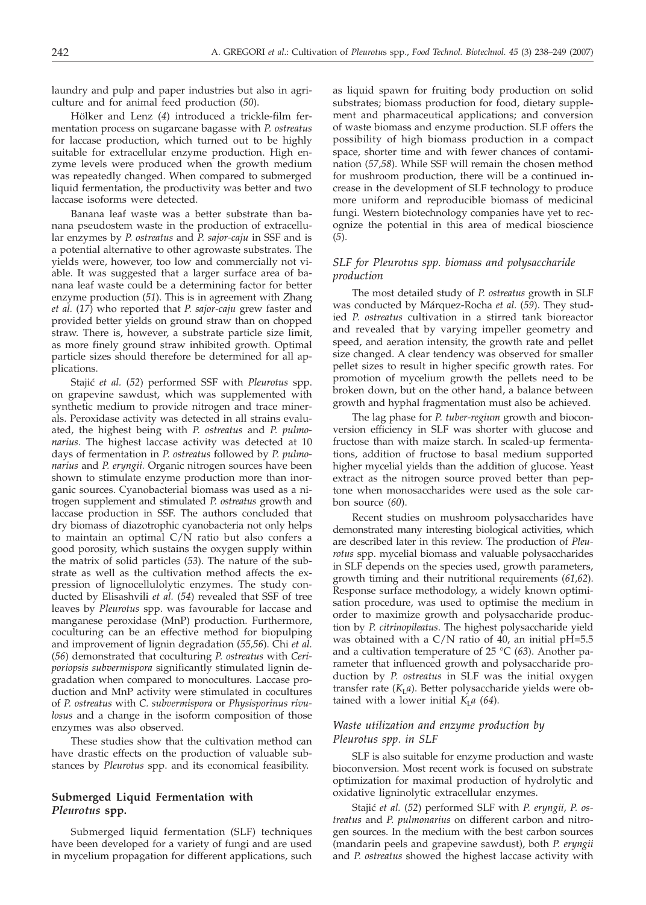laundry and pulp and paper industries but also in agriculture and for animal feed production (*50*).

Hölker and Lenz (*4*) introduced a trickle-film fermentation process on sugarcane bagasse with *P. ostreatus* for laccase production, which turned out to be highly suitable for extracellular enzyme production. High enzyme levels were produced when the growth medium was repeatedly changed. When compared to submerged liquid fermentation, the productivity was better and two laccase isoforms were detected.

Banana leaf waste was a better substrate than banana pseudostem waste in the production of extracellular enzymes by *P. ostreatus* and *P. sajor-caju* in SSF and is a potential alternative to other agrowaste substrates. The yields were, however, too low and commercially not viable. It was suggested that a larger surface area of banana leaf waste could be a determining factor for better enzyme production (*51*). This is in agreement with Zhang *et al.* (*17*) who reported that *P. sajor-caju* grew faster and provided better yields on ground straw than on chopped straw. There is, however, a substrate particle size limit, as more finely ground straw inhibited growth. Optimal particle sizes should therefore be determined for all applications.

Stajić *et al.* (*52*) performed SSF with *Pleurotus* spp. on grapevine sawdust, which was supplemented with synthetic medium to provide nitrogen and trace minerals. Peroxidase activity was detected in all strains evaluated, the highest being with *P. ostreatus* and *P. pulmonarius*. The highest laccase activity was detected at 10 days of fermentation in *P. ostreatus* followed by *P. pulmonarius* and *P. eryngii*. Organic nitrogen sources have been shown to stimulate enzyme production more than inorganic sources. Cyanobacterial biomass was used as a nitrogen supplement and stimulated *P. ostreatus* growth and laccase production in SSF. The authors concluded that dry biomass of diazotrophic cyanobacteria not only helps to maintain an optimal C/N ratio but also confers a good porosity, which sustains the oxygen supply within the matrix of solid particles (*53*). The nature of the substrate as well as the cultivation method affects the expression of lignocellulolytic enzymes. The study conducted by Elisashvili *et al.* (*54*) revealed that SSF of tree leaves by *Pleurotus* spp. was favourable for laccase and manganese peroxidase (MnP) production. Furthermore, coculturing can be an effective method for biopulping and improvement of lignin degradation (*55,56*). Chi *et al.* (*56*) demonstrated that coculturing *P. ostreatus* with *Ceriporiopsis subvermispora* significantly stimulated lignin degradation when compared to monocultures. Laccase production and MnP activity were stimulated in cocultures of *P. ostreatus* with *C. subvermispora* or *Physisporinus rivulosus* and a change in the isoform composition of those enzymes was also observed.

These studies show that the cultivation method can have drastic effects on the production of valuable substances by *Pleurotus* spp. and its economical feasibility.

## Submerged Liquid Fermentation with *Pleurotus* spp.

Submerged liquid fermentation (SLF) techniques have been developed for a variety of fungi and are used in mycelium propagation for different applications, such as liquid spawn for fruiting body production on solid substrates; biomass production for food, dietary supplement and pharmaceutical applications; and conversion of waste biomass and enzyme production. SLF offers the possibility of high biomass production in a compact space, shorter time and with fewer chances of contamination (*57,58*). While SSF will remain the chosen method for mushroom production, there will be a continued increase in the development of SLF technology to produce more uniform and reproducible biomass of medicinal fungi. Western biotechnology companies have yet to recognize the potential in this area of medical bioscience (*5*).

### *SLF for Pleurotus spp. biomass and polysaccharide production*

The most detailed study of *P. ostreatus* growth in SLF was conducted by Márquez-Rocha *et al.* (*59*). They studied *P. ostreatus* cultivation in a stirred tank bioreactor and revealed that by varying impeller geometry and speed, and aeration intensity, the growth rate and pellet size changed. A clear tendency was observed for smaller pellet sizes to result in higher specific growth rates. For promotion of mycelium growth the pellets need to be broken down, but on the other hand, a balance between growth and hyphal fragmentation must also be achieved.

The lag phase for *P. tuber-regium* growth and bioconversion efficiency in SLF was shorter with glucose and fructose than with maize starch. In scaled-up fermentations, addition of fructose to basal medium supported higher mycelial yields than the addition of glucose. Yeast extract as the nitrogen source proved better than peptone when monosaccharides were used as the sole carbon source (*60*).

Recent studies on mushroom polysaccharides have demonstrated many interesting biological activities, which are described later in this review. The production of *Pleurotus* spp. mycelial biomass and valuable polysaccharides in SLF depends on the species used, growth parameters, growth timing and their nutritional requirements (*61,62*). Response surface methodology, a widely known optimisation procedure, was used to optimise the medium in order to maximize growth and polysaccharide production by *P. citrinopileatus*. The highest polysaccharide yield was obtained with a C/N ratio of 40, an initial pH=5.5 and a cultivation temperature of 25 °C (*63*). Another parameter that influenced growth and polysaccharide production by *P. ostreatus* in SLF was the initial oxygen transfer rate ($K_La$). Better polysaccharide yields were obtained with a lower initial $K_La$ (*64*).

### *Waste utilization and enzyme production by Pleurotus spp. in SLF*

SLF is also suitable for enzyme production and waste bioconversion. Most recent work is focused on substrate optimization for maximal production of hydrolytic and oxidative ligninolytic extracellular enzymes.

Stajić *et al.* (*52*) performed SLF with *P. eryngii*, *P. ostreatus* and *P. pulmonarius* on different carbon and nitrogen sources. In the medium with the best carbon sources (mandarin peels and grapevine sawdust), both *P. eryngii* and *P. ostreatus* showed the highest laccase activity with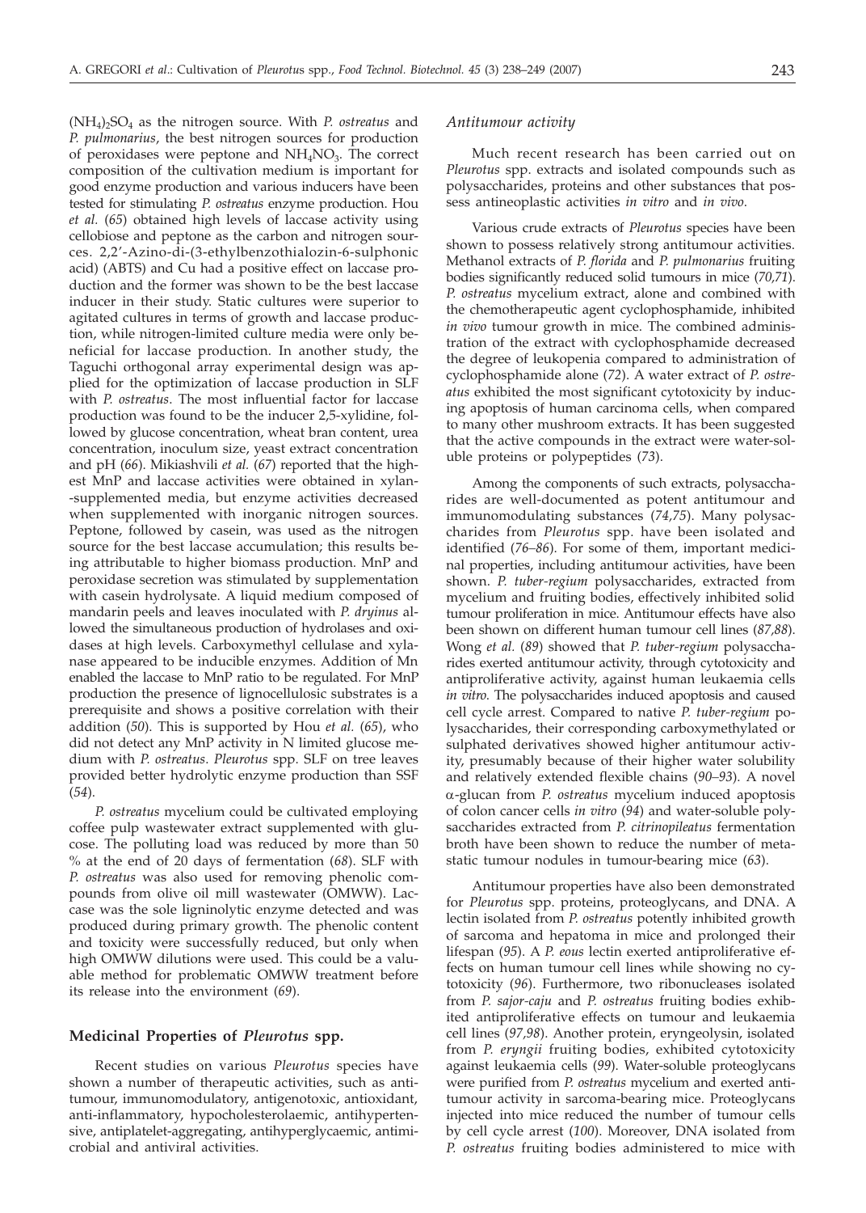$(NH_4)_2SO_4$ as the nitrogen source. With *P. ostreatus* and *P. pulmonarius*, the best nitrogen sources for production of peroxidases were peptone and $NH_4NO_3$. The correct composition of the cultivation medium is important for good enzyme production and various inducers have been tested for stimulating *P. ostreatus* enzyme production. Hou *et al.* (*65*) obtained high levels of laccase activity using cellobiose and peptone as the carbon and nitrogen sources. 2,2'-Azino-di-(3-ethylbenzothialozin-6-sulphonic acid) (ABTS) and Cu had a positive effect on laccase production and the former was shown to be the best laccase inducer in their study. Static cultures were superior to agitated cultures in terms of growth and laccase production, while nitrogen-limited culture media were only beneficial for laccase production. In another study, the Taguchi orthogonal array experimental design was applied for the optimization of laccase production in SLF with *P. ostreatus*. The most influential factor for laccase production was found to be the inducer 2,5-xylidine, followed by glucose concentration, wheat bran content, urea concentration, inoculum size, yeast extract concentration and pH (*66*). Mikiashvili *et al.* (*67*) reported that the highest MnP and laccase activities were obtained in xylan-supplemented media, but enzyme activities decreased when supplemented with inorganic nitrogen sources. Peptone, followed by casein, was used as the nitrogen source for the best laccase accumulation; this results being attributable to higher biomass production. MnP and peroxidase secretion was stimulated by supplementation with casein hydrolysate. A liquid medium composed of mandarin peels and leaves inoculated with *P. dryinus* allowed the simultaneous production of hydrolases and oxidases at high levels. Carboxymethyl cellulase and xylanase appeared to be inducible enzymes. Addition of Mn enabled the laccase to MnP ratio to be regulated. For MnP production the presence of lignocellulosic substrates is a prerequisite and shows a positive correlation with their addition (*50*). This is supported by Hou *et al.* (*65*), who did not detect any MnP activity in N limited glucose medium with *P. ostreatus*. *Pleurotus* spp. SLF on tree leaves provided better hydrolytic enzyme production than SSF (*54*).

*P. ostreatus* mycelium could be cultivated employing coffee pulp wastewater extract supplemented with glucose. The polluting load was reduced by more than 50 % at the end of 20 days of fermentation (*68*). SLF with *P. ostreatus* was also used for removing phenolic compounds from olive oil mill wastewater (OMWW). Laccase was the sole ligninolytic enzyme detected and was produced during primary growth. The phenolic content and toxicity were successfully reduced, but only when high OMWW dilutions were used. This could be a valuable method for problematic OMWW treatment before its release into the environment (*69*).

## Medicinal Properties of *Pleurotus* spp.

Recent studies on various *Pleurotus* species have shown a number of therapeutic activities, such as antitumour, immunomodulatory, antigenotoxic, antioxidant, anti-inflammatory, hypocholesterolaemic, antihypertensive, antiplatelet-aggregating, antihyperglycaemic, antimicrobial and antiviral activities.

### *Antitumour activity*

Much recent research has been carried out on *Pleurotus* spp. extracts and isolated compounds such as polysaccharides, proteins and other substances that possess antineoplastic activities *in vitro* and *in vivo*.

Various crude extracts of *Pleurotus* species have been shown to possess relatively strong antitumour activities. Methanol extracts of *P. florida* and *P. pulmonarius* fruiting bodies significantly reduced solid tumours in mice (*70,71*). *P. ostreatus* mycelium extract, alone and combined with the chemotherapeutic agent cyclophosphamide, inhibited *in vivo* tumour growth in mice. The combined administration of the extract with cyclophosphamide decreased the degree of leukopenia compared to administration of cyclophosphamide alone (*72*). A water extract of *P. ostreatus* exhibited the most significant cytotoxicity by inducing apoptosis of human carcinoma cells, when compared to many other mushroom extracts. It has been suggested that the active compounds in the extract were water-soluble proteins or polypeptides (*73*).

Among the components of such extracts, polysaccharides are well-documented as potent antitumour and immunomodulating substances (*74,75*). Many polysaccharides from *Pleurotus* spp. have been isolated and identified (*76–86*). For some of them, important medicinal properties, including antitumour activities, have been shown. *P. tuber-regium* polysaccharides, extracted from mycelium and fruiting bodies, effectively inhibited solid tumour proliferation in mice. Antitumour effects have also been shown on different human tumour cell lines (*87,88*). Wong *et al.* (*89*) showed that *P. tuber-regium* polysaccharides exerted antitumour activity, through cytotoxicity and antiproliferative activity, against human leukaemia cells *in vitro*. The polysaccharides induced apoptosis and caused cell cycle arrest. Compared to native *P. tuber-regium* polysaccharides, their corresponding carboxymethylated or sulphated derivatives showed higher antitumour activity, presumably because of their higher water solubility and relatively extended flexible chains (*90–93*). A novel α-glucan from *P. ostreatus* mycelium induced apoptosis of colon cancer cells *in vitro* (*94*) and water-soluble polysaccharides extracted from *P. citrinopileatus* fermentation broth have been shown to reduce the number of metastatic tumour nodules in tumour-bearing mice (*63*).

Antitumour properties have also been demonstrated for *Pleurotus* spp. proteins, proteoglycans, and DNA. A lectin isolated from *P. ostreatus* potently inhibited growth of sarcoma and hepatoma in mice and prolonged their lifespan (*95*). A *P. eous* lectin exerted antiproliferative effects on human tumour cell lines while showing no cytotoxicity (*96*). Furthermore, two ribonucleases isolated from *P. sajor-caju* and *P. ostreatus* fruiting bodies exhibited antiproliferative effects on tumour and leukaemia cell lines (*97,98*). Another protein, eryngeolysin, isolated from *P. eryngii* fruiting bodies, exhibited cytotoxicity against leukaemia cells (*99*). Water-soluble proteoglycans were purified from *P. ostreatus* mycelium and exerted antitumour activity in sarcoma-bearing mice. Proteoglycans injected into mice reduced the number of tumour cells by cell cycle arrest (*100*). Moreover, DNA isolated from *P. ostreatus* fruiting bodies administered to mice with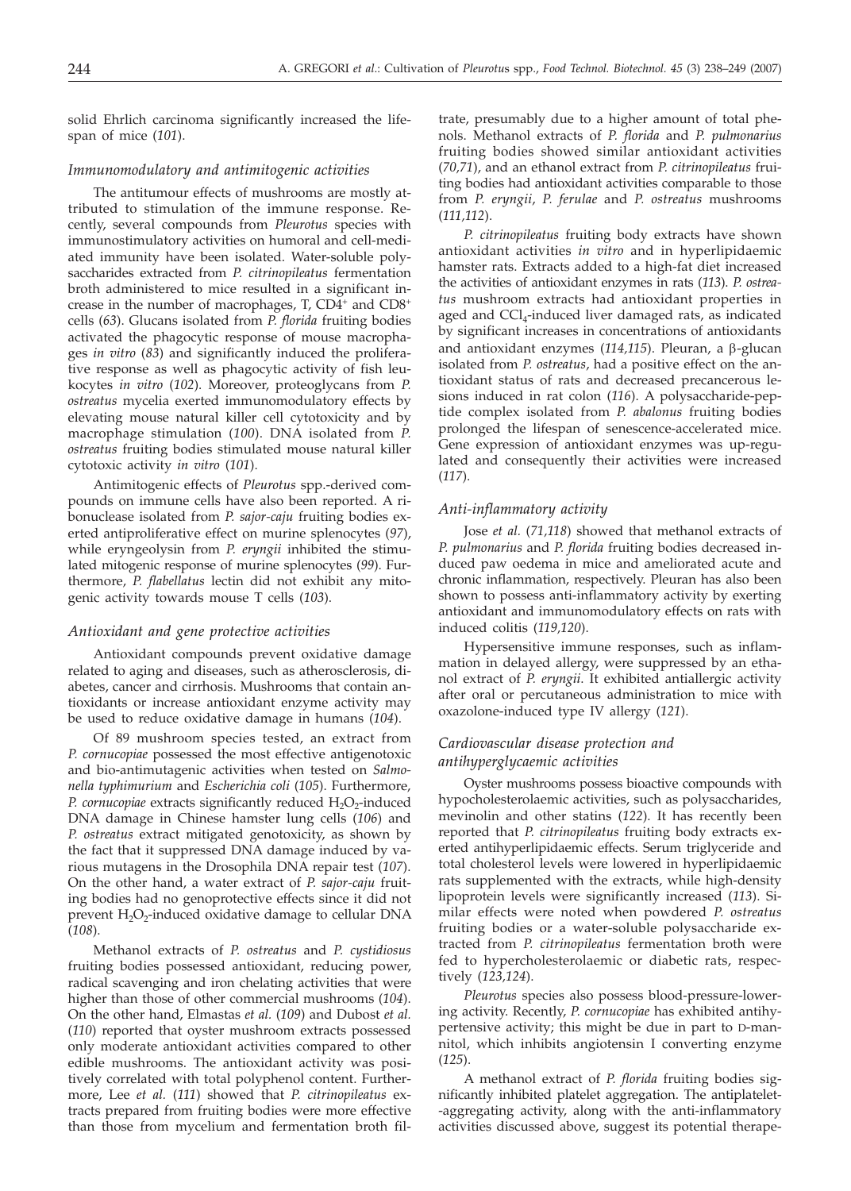solid Ehrlich carcinoma significantly increased the lifespan of mice (*101*).

### *Immunomodulatory and antimitogenic activities*

The antitumour effects of mushrooms are mostly attributed to stimulation of the immune response. Recently, several compounds from *Pleurotus* species with immunostimulatory activities on humoral and cell-mediated immunity have been isolated. Water-soluble polysaccharides extracted from *P. citrinopileatus* fermentation broth administered to mice resulted in a significant increase in the number of macrophages, T, $CD4^+$ and $CD8^+$ cells (*63*). Glucans isolated from *P. florida* fruiting bodies activated the phagocytic response of mouse macrophages *in vitro* (*83*) and significantly induced the proliferative response as well as phagocytic activity of fish leukocytes *in vitro* (*102*). Moreover, proteoglycans from *P. ostreatus* mycelia exerted immunomodulatory effects by elevating mouse natural killer cell cytotoxicity and by macrophage stimulation (*100*). DNA isolated from *P. ostreatus* fruiting bodies stimulated mouse natural killer cytotoxic activity *in vitro* (*101*).

Antimitogenic effects of *Pleurotus* spp.-derived compounds on immune cells have also been reported. A ribonuclease isolated from *P. sajor-caju* fruiting bodies exerted antiproliferative effect on murine splenocytes (*97*), while eryngeolysin from *P. eryngii* inhibited the stimulated mitogenic response of murine splenocytes (*99*). Furthermore, *P. flabellatus* lectin did not exhibit any mitogenic activity towards mouse T cells (*103*).

### *Antioxidant and gene protective activities*

Antioxidant compounds prevent oxidative damage related to aging and diseases, such as atherosclerosis, diabetes, cancer and cirrhosis. Mushrooms that contain antioxidants or increase antioxidant enzyme activity may be used to reduce oxidative damage in humans (*104*).

Of 89 mushroom species tested, an extract from *P. cornucopiae* possessed the most effective antigenotoxic and bio-antimutagenic activities when tested on *Salmonella typhimurium* and *Escherichia coli* (*105*). Furthermore, *P. cornucopiae* extracts significantly reduced $H_2O_2$-induced DNA damage in Chinese hamster lung cells (*106*) and *P. ostreatus* extract mitigated genotoxicity, as shown by the fact that it suppressed DNA damage induced by various mutagens in the Drosophila DNA repair test (*107*). On the other hand, a water extract of *P. sajor-caju* fruiting bodies had no genoprotective effects since it did not prevent $H_2O_2$-induced oxidative damage to cellular DNA (*108*).

Methanol extracts of *P. ostreatus* and *P. cystidiosus* fruiting bodies possessed antioxidant, reducing power, radical scavenging and iron chelating activities that were higher than those of other commercial mushrooms (*104*). On the other hand, Elmastas *et al.* (*109*) and Dubost *et al.* (*110*) reported that oyster mushroom extracts possessed only moderate antioxidant activities compared to other edible mushrooms. The antioxidant activity was positively correlated with total polyphenol content. Furthermore, Lee *et al.* (*111*) showed that *P. citrinopileatus* extracts prepared from fruiting bodies were more effective than those from mycelium and fermentation broth filtrate, presumably due to a higher amount of total phenols. Methanol extracts of *P. florida* and *P. pulmonarius* fruiting bodies showed similar antioxidant activities (*70,71*), and an ethanol extract from *P. citrinopileatus* fruiting bodies had antioxidant activities comparable to those from *P. eryngii*, *P. ferulae* and *P. ostreatus* mushrooms (*111,112*).

*P. citrinopileatus* fruiting body extracts have shown antioxidant activities *in vitro* and in hyperlipidaemic hamster rats. Extracts added to a high-fat diet increased the activities of antioxidant enzymes in rats (*113*). *P. ostreatus* mushroom extracts had antioxidant properties in aged and $CCl_4$-induced liver damaged rats, as indicated by significant increases in concentrations of antioxidants and antioxidant enzymes (*114,115*). Pleuran, a β-glucan isolated from *P. ostreatus*, had a positive effect on the antioxidant status of rats and decreased precancerous lesions induced in rat colon (*116*). A polysaccharide-peptide complex isolated from *P. abalonus* fruiting bodies prolonged the lifespan of senescence-accelerated mice. Gene expression of antioxidant enzymes was up-regulated and consequently their activities were increased (*117*).

### *Anti-inflammatory activity*

Jose *et al.* (*71,118*) showed that methanol extracts of *P. pulmonarius* and *P. florida* fruiting bodies decreased induced paw oedema in mice and ameliorated acute and chronic inflammation, respectively. Pleuran has also been shown to possess anti-inflammatory activity by exerting antioxidant and immunomodulatory effects on rats with induced colitis (*119,120*).

Hypersensitive immune responses, such as inflammation in delayed allergy, were suppressed by an ethanol extract of *P. eryngii*. It exhibited antiallergic activity after oral or percutaneous administration to mice with oxazolone-induced type IV allergy (*121*).

### *Cardiovascular disease protection and antihyperglycaemic activities*

Oyster mushrooms possess bioactive compounds with hypocholesterolaemic activities, such as polysaccharides, mevinolin and other statins (*122*). It has recently been reported that *P. citrinopileatus* fruiting body extracts exerted antihyperlipidaemic effects. Serum triglyceride and total cholesterol levels were lowered in hyperlipidaemic rats supplemented with the extracts, while high-density lipoprotein levels were significantly increased (*113*). Similar effects were noted when powdered *P. ostreatus* fruiting bodies or a water-soluble polysaccharide extracted from *P. citrinopileatus* fermentation broth were fed to hypercholesterolaemic or diabetic rats, respectively (*123,124*).

*Pleurotus* species also possess blood-pressure-lowering activity. Recently, *P. cornucopiae* has exhibited antihypertensive activity; this might be due in part to D-mannitol, which inhibits angiotensin I converting enzyme (*125*).

A methanol extract of *P. florida* fruiting bodies significantly inhibited platelet aggregation. The antiplatelet-aggregating activity, along with the anti-inflammatory activities discussed above, suggest its potential therape-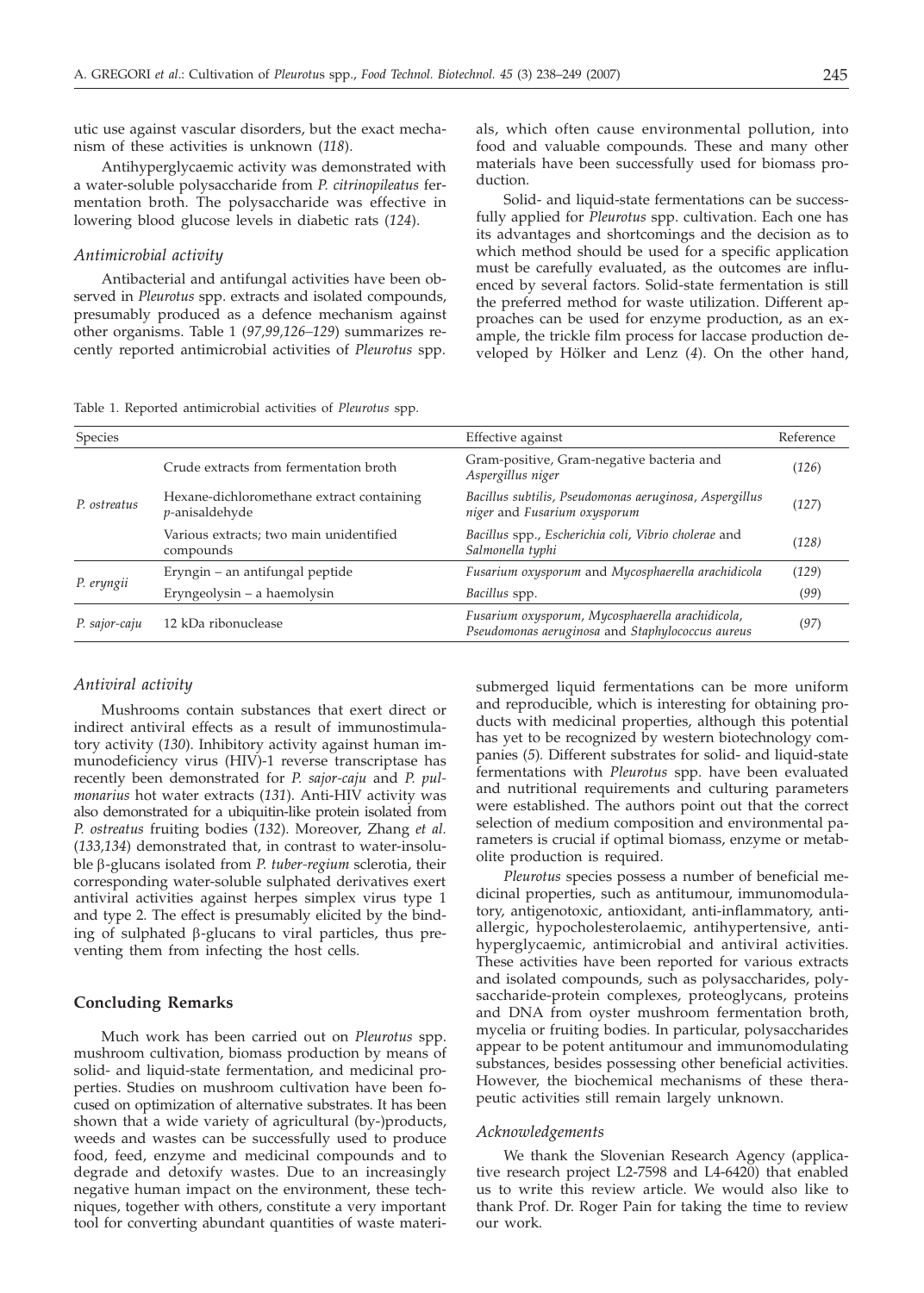utic use against vascular disorders, but the exact mechanism of these activities is unknown (*118*).

Antihyperglycaemic activity was demonstrated with a water-soluble polysaccharide from *P. citrinopileatus* fermentation broth. The polysaccharide was effective in lowering blood glucose levels in diabetic rats (*124*).

### *Antimicrobial activity*

Antibacterial and antifungal activities have been observed in *Pleurotus* spp. extracts and isolated compounds, presumably produced as a defence mechanism against other organisms. Table 1 (*97,99,126–129*) summarizes recently reported antimicrobial activities of *Pleurotus* spp.

Table 1. Reported antimicrobial activities of *Pleurotus* spp.

| Species | | Effective against | Reference |
|---|---|---|---|
| *P. ostreatus* | Crude extracts from fermentation broth | Gram-positive, Gram-negative bacteria and *Aspergillus niger* | (*126*) |
| | Hexane-dichloromethane extract containing *p*-anisaldehyde | *Bacillus subtilis*, *Pseudomonas aeruginosa*, *Aspergillus niger* and *Fusarium oxysporum* | (*127*) |
| | Various extracts; two main unidentified compounds | *Bacillus* spp., *Escherichia coli*, *Vibrio cholerae* and *Salmonella typhi* | (*128*) |
| *P. eryngii* | Eryngin – an antifungal peptide | *Fusarium oxysporum* and *Mycosphaerella arachidicola* | (*129*) |
| | Eryngeolysin – a haemolysin | *Bacillus* spp. | (*99*) |
| *P. sajor-caju* | 12 kDa ribonuclease | *Fusarium oxysporum*, *Mycosphaerella arachidicola*, *Pseudomonas aeruginosa* and *Staphylococcus aureus* | (*97*) |

### *Antiviral activity*

Mushrooms contain substances that exert direct or indirect antiviral effects as a result of immunostimulatory activity (*130*). Inhibitory activity against human immunodeficiency virus (HIV)-1 reverse transcriptase has recently been demonstrated for *P. sajor-caju* and *P. pulmonarius* hot water extracts (*131*). Anti-HIV activity was also demonstrated for a ubiquitin-like protein isolated from *P. ostreatus* fruiting bodies (*132*). Moreover, Zhang *et al.* (*133,134*) demonstrated that, in contrast to water-insoluble β-glucans isolated from *P. tuber-regium* sclerotia, their corresponding water-soluble sulphated derivatives exert antiviral activities against herpes simplex virus type 1 and type 2. The effect is presumably elicited by the binding of sulphated β-glucans to viral particles, thus preventing them from infecting the host cells.

## Concluding Remarks

Much work has been carried out on *Pleurotus* spp. mushroom cultivation, biomass production by means of solid- and liquid-state fermentation, and medicinal properties. Studies on mushroom cultivation have been focused on optimization of alternative substrates. It has been shown that a wide variety of agricultural (by-)products, weeds and wastes can be successfully used to produce food, feed, enzyme and medicinal compounds and to degrade and detoxify wastes. Due to an increasingly negative human impact on the environment, these techniques, together with others, constitute a very important tool for converting abundant quantities of waste materials, which often cause environmental pollution, into food and valuable compounds. These and many other materials have been successfully used for biomass production.

Solid- and liquid-state fermentations can be successfully applied for *Pleurotus* spp. cultivation. Each one has its advantages and shortcomings and the decision as to which method should be used for a specific application must be carefully evaluated, as the outcomes are influenced by several factors. Solid-state fermentation is still the preferred method for waste utilization. Different approaches can be used for enzyme production, as an example, the trickle film process for laccase production developed by Hölker and Lenz (*4*). On the other hand, submerged liquid fermentations can be more uniform and reproducible, which is interesting for obtaining products with medicinal properties, although this potential has yet to be recognized by western biotechnology companies (*5*). Different substrates for solid- and liquid-state fermentations with *Pleurotus* spp. have been evaluated and nutritional requirements and culturing parameters were established. The authors point out that the correct selection of medium composition and environmental parameters is crucial if optimal biomass, enzyme or metabolite production is required.

*Pleurotus* species possess a number of beneficial medicinal properties, such as antitumour, immunomodulatory, antigenotoxic, antioxidant, anti-inflammatory, antiallergic, hypocholesterolaemic, antihypertensive, antihyperglycaemic, antimicrobial and antiviral activities. These activities have been reported for various extracts and isolated compounds, such as polysaccharides, polysaccharide-protein complexes, proteoglycans, proteins and DNA from oyster mushroom fermentation broth, mycelia or fruiting bodies. In particular, polysaccharides appear to be potent antitumour and immunomodulating substances, besides possessing other beneficial activities. However, the biochemical mechanisms of these therapeutic activities still remain largely unknown.

### *Acknowledgements*

We thank the Slovenian Research Agency (applicative research project L2-7598 and L4-6420) that enabled us to write this review article. We would also like to thank Prof. Dr. Roger Pain for taking the time to review our work.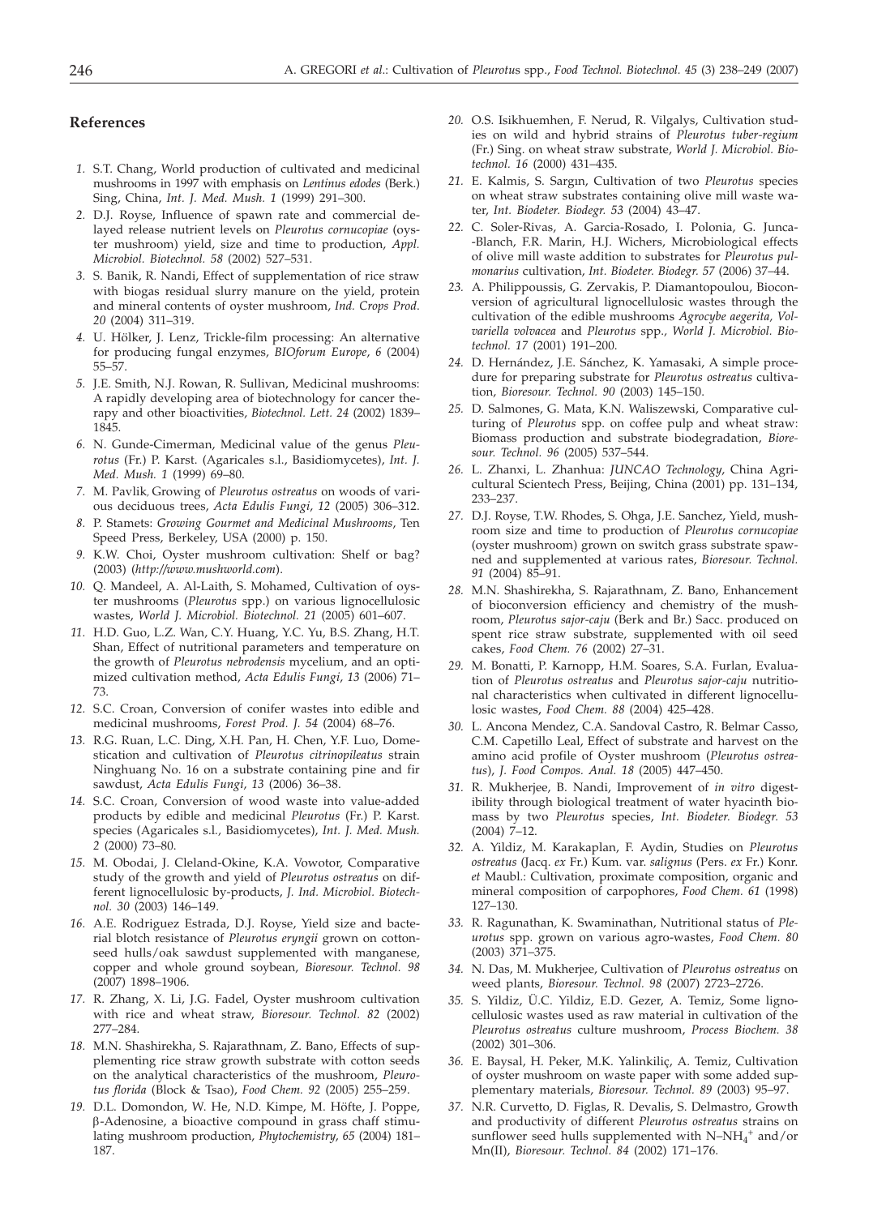## References

1. S.T. Chang, World production of cultivated and medicinal mushrooms in 1997 with emphasis on *Lentinus edodes* (Berk.) Sing, China, *Int. J. Med. Mush. 1* (1999) 291–300.
2. D.J. Royse, Influence of spawn rate and commercial delayed release nutrient levels on *Pleurotus cornucopiae* (oyster mushroom) yield, size and time to production, *Appl. Microbiol. Biotechnol. 58* (2002) 527–531.
3. S. Banik, R. Nandi, Effect of supplementation of rice straw with biogas residual slurry manure on the yield, protein and mineral contents of oyster mushroom, *Ind. Crops Prod. 20* (2004) 311–319.
4. U. Hölker, J. Lenz, Trickle-film processing: An alternative for producing fungal enzymes, *BIOforum Europe*, *6* (2004) 55–57.
5. J.E. Smith, N.J. Rowan, R. Sullivan, Medicinal mushrooms: A rapidly developing area of biotechnology for cancer therapy and other bioactivities, *Biotechnol. Lett. 24* (2002) 1839–1845.
6. N. Gunde-Cimerman, Medicinal value of the genus *Pleurotus* (Fr.) P. Karst. (Agaricales s.l., Basidiomycetes), *Int. J. Med. Mush. 1* (1999) 69–80.
7. M. Pavlik, Growing of *Pleurotus ostreatus* on woods of various deciduous trees, *Acta Edulis Fungi*, *12* (2005) 306–312.
8. P. Stamets: *Growing Gourmet and Medicinal Mushrooms*, Ten Speed Press, Berkeley, USA (2000) p. 150.
9. K.W. Choi, Oyster mushroom cultivation: Shelf or bag? (2003) (*http://www.mushworld.com*).
10. Q. Mandeel, A. Al-Laith, S. Mohamed, Cultivation of oyster mushrooms (*Pleurotus* spp.) on various lignocellulosic wastes, *World J. Microbiol. Biotechnol. 21* (2005) 601–607.
11. H.D. Guo, L.Z. Wan, C.Y. Huang, Y.C. Yu, B.S. Zhang, H.T. Shan, Effect of nutritional parameters and temperature on the growth of *Pleurotus nebrodensis* mycelium, and an optimized cultivation method, *Acta Edulis Fungi*, *13* (2006) 71–73.
12. S.C. Croan, Conversion of conifer wastes into edible and medicinal mushrooms, *Forest Prod. J. 54* (2004) 68–76.
13. R.G. Ruan, L.C. Ding, X.H. Pan, H. Chen, Y.F. Luo, Domestication and cultivation of *Pleurotus citrinopileatus* strain Ninghuang No. 16 on a substrate containing pine and fir sawdust, *Acta Edulis Fungi*, *13* (2006) 36–38.
14. S.C. Croan, Conversion of wood waste into value-added products by edible and medicinal *Pleurotus* (Fr.) P. Karst. species (Agaricales s.l., Basidiomycetes), *Int. J. Med. Mush. 2* (2000) 73–80.
15. M. Obodai, J. Cleland-Okine, K.A. Vowotor, Comparative study of the growth and yield of *Pleurotus ostreatus* on different lignocellulosic by-products, *J. Ind. Microbiol. Biotechnol. 30* (2003) 146–149.
16. A.E. Rodriguez Estrada, D.J. Royse, Yield size and bacterial blotch resistance of *Pleurotus eryngii* grown on cottonseed hulls/oak sawdust supplemented with manganese, copper and whole ground soybean, *Bioresour. Technol. 98* (2007) 1898–1906.
17. R. Zhang, X. Li, J.G. Fadel, Oyster mushroom cultivation with rice and wheat straw, *Bioresour. Technol. 82* (2002) 277–284.
18. M.N. Shashirekha, S. Rajarathnam, Z. Bano, Effects of supplementing rice straw growth substrate with cotton seeds on the analytical characteristics of the mushroom, *Pleurotus florida* (Block & Tsao), *Food Chem. 92* (2005) 255–259.
19. D.L. Domondon, W. He, N.D. Kimpe, M. Höfte, J. Poppe, β-Adenosine, a bioactive compound in grass chaff stimulating mushroom production, *Phytochemistry*, *65* (2004) 181–187.
20. O.S. Isikhuemhen, F. Nerud, R. Vilgalys, Cultivation studies on wild and hybrid strains of *Pleurotus tuber-regium* (Fr.) Sing. on wheat straw substrate, *World J. Microbiol. Biotechnol. 16* (2000) 431–435.
21. E. Kalmis, S. Sargın, Cultivation of two *Pleurotus* species on wheat straw substrates containing olive mill waste water, *Int. Biodeter. Biodegr. 53* (2004) 43–47.
22. C. Soler-Rivas, A. Garcia-Rosado, I. Polonia, G. Junca-Blanch, F.R. Marin, H.J. Wichers, Microbiological effects of olive mill waste addition to substrates for *Pleurotus pulmonarius* cultivation, *Int. Biodeter. Biodegr. 57* (2006) 37–44.
23. A. Philippoussis, G. Zervakis, P. Diamantopoulou, Bioconversion of agricultural lignocellulosic wastes through the cultivation of the edible mushrooms *Agrocybe aegerita*, *Volvariella volvacea* and *Pleurotus* spp., *World J. Microbiol. Biotechnol. 17* (2001) 191–200.
24. D. Hernández, J.E. Sánchez, K. Yamasaki, A simple procedure for preparing substrate for *Pleurotus ostreatus* cultivation, *Bioresour. Technol. 90* (2003) 145–150.
25. D. Salmones, G. Mata, K.N. Waliszewski, Comparative culturing of *Pleurotus* spp. on coffee pulp and wheat straw: Biomass production and substrate biodegradation, *Bioresour. Technol. 96* (2005) 537–544.
26. L. Zhanxi, L. Zhanhua: *JUNCAO Technology*, China Agricultural Scientech Press, Beijing, China (2001) pp. 131–134, 233–237.
27. D.J. Royse, T.W. Rhodes, S. Ohga, J.E. Sanchez, Yield, mushroom size and time to production of *Pleurotus cornucopiae* (oyster mushroom) grown on switch grass substrate spawned and supplemented at various rates, *Bioresour. Technol. 91* (2004) 85–91.
28. M.N. Shashirekha, S. Rajarathnam, Z. Bano, Enhancement of bioconversion efficiency and chemistry of the mushroom, *Pleurotus sajor-caju* (Berk and Br.) Sacc. produced on spent rice straw substrate, supplemented with oil seed cakes, *Food Chem. 76* (2002) 27–31.
29. M. Bonatti, P. Karnopp, H.M. Soares, S.A. Furlan, Evaluation of *Pleurotus ostreatus* and *Pleurotus sajor-caju* nutritional characteristics when cultivated in different lignocellulosic wastes, *Food Chem. 88* (2004) 425–428.
30. L. Ancona Mendez, C.A. Sandoval Castro, R. Belmar Casso, C.M. Capetillo Leal, Effect of substrate and harvest on the amino acid profile of Oyster mushroom (*Pleurotus ostreatus*), *J. Food Compos. Anal. 18* (2005) 447–450.
31. R. Mukherjee, B. Nandi, Improvement of *in vitro* digestibility through biological treatment of water hyacinth biomass by two *Pleurotus* species, *Int. Biodeter. Biodegr. 53* (2004) 7–12.
32. A. Yildiz, M. Karakaplan, F. Aydin, Studies on *Pleurotus ostreatus* (Jacq. *ex* Fr.) Kum. var. *salignus* (Pers. *ex* Fr.) Konr. *et* Maubl.: Cultivation, proximate composition, organic and mineral composition of carpophores, *Food Chem. 61* (1998) 127–130.
33. R. Ragunathan, K. Swaminathan, Nutritional status of *Pleurotus* spp. grown on various agro-wastes, *Food Chem. 80* (2003) 371–375.
34. N. Das, M. Mukherjee, Cultivation of *Pleurotus ostreatus* on weed plants, *Bioresour. Technol. 98* (2007) 2723–2726.
35. S. Yildiz, Ü.C. Yildiz, E.D. Gezer, A. Temiz, Some lignocellulosic wastes used as raw material in cultivation of the *Pleurotus ostreatus* culture mushroom, *Process Biochem. 38* (2002) 301–306.
36. E. Baysal, H. Peker, M.K. Yalinkiliç, A. Temiz, Cultivation of oyster mushroom on waste paper with some added supplementary materials, *Bioresour. Technol. 89* (2003) 95–97.
37. N.R. Curvetto, D. Figlas, R. Devalis, S. Delmastro, Growth and productivity of different *Pleurotus ostreatus* strains on sunflower seed hulls supplemented with $N–NH_4^+$ and/or Mn(II), *Bioresour. Technol. 84* (2002) 171–176.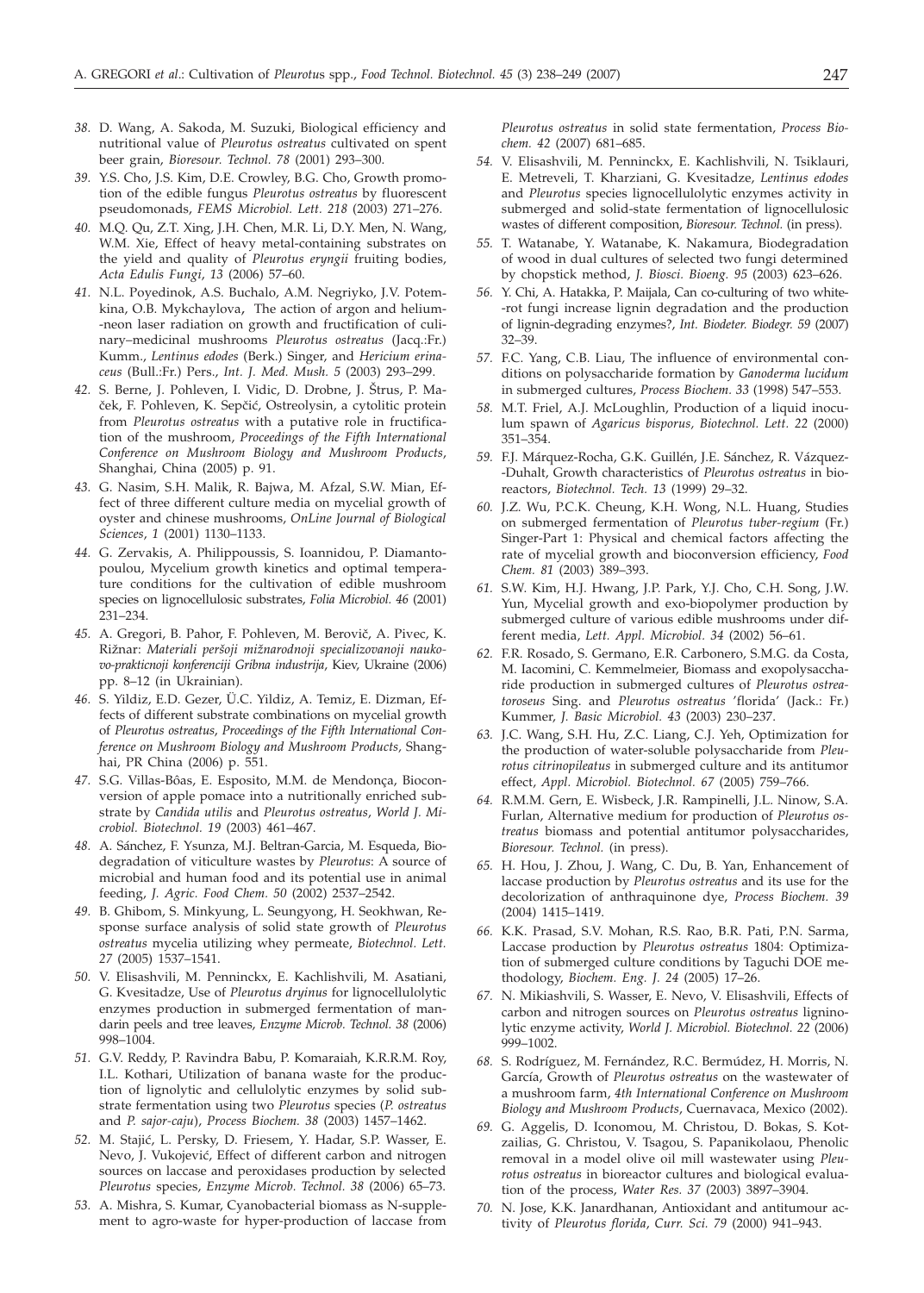38. D. Wang, A. Sakoda, M. Suzuki, Biological efficiency and nutritional value of *Pleurotus ostreatus* cultivated on spent beer grain, *Bioresour. Technol. 78* (2001) 293–300.

39. Y.S. Cho, J.S. Kim, D.E. Crowley, B.G. Cho, Growth promotion of the edible fungus *Pleurotus ostreatus* by fluorescent pseudomonads, *FEMS Microbiol. Lett. 218* (2003) 271–276.

40. M.Q. Qu, Z.T. Xing, J.H. Chen, M.R. Li, D.Y. Men, N. Wang, W.M. Xie, Effect of heavy metal-containing substrates on the yield and quality of *Pleurotus eryngii* fruiting bodies, *Acta Edulis Fungi, 13* (2006) 57–60.

41. N.L. Poyedinok, A.S. Buchalo, A.M. Negriyko, J.V. Potemkina, O.B. Mykchaylova, The action of argon and helium-neon laser radiation on growth and fructification of culinary–medicinal mushrooms *Pleurotus ostreatus* (Jacq.:Fr.) Kumm., *Lentinus edodes* (Berk.) Singer, and *Hericium erinaceus* (Bull.:Fr.) Pers., *Int. J. Med. Mush. 5* (2003) 293–299.

42. S. Berne, J. Pohleven, I. Vidic, D. Drobne, J. Štrus, P. Maček, F. Pohleven, K. Sepčić, Ostreolysin, a cytolitic protein from *Pleurotus ostreatus* with a putative role in fructification of the mushroom, *Proceedings of the Fifth International Conference on Mushroom Biology and Mushroom Products*, Shanghai, China (2005) p. 91.

43. G. Nasim, S.H. Malik, R. Bajwa, M. Afzal, S.W. Mian, Effect of three different culture media on mycelial growth of oyster and chinese mushrooms, *OnLine Journal of Biological Sciences, 1* (2001) 1130–1133.

44. G. Zervakis, A. Philippoussis, S. Ioannidou, P. Diamantopoulou, Mycelium growth kinetics and optimal temperature conditions for the cultivation of edible mushroom species on lignocellulosic substrates, *Folia Microbiol. 46* (2001) 231–234.

45. A. Gregori, B. Pahor, F. Pohleven, M. Berovič, A. Pivec, K. Rižnar: *Materiali peršoji mižnarodnoji specializovanoji naukovo-prakticnoji konferenciji Gribna industrija*, Kiev, Ukraine (2006) pp. 8–12 (in Ukrainian).

46. S. Yildiz, E.D. Gezer, Ü.C. Yildiz, A. Temiz, E. Dizman, Effects of different substrate combinations on mycelial growth of *Pleurotus ostreatus*, *Proceedings of the Fifth International Conference on Mushroom Biology and Mushroom Products*, Shanghai, PR China (2006) p. 551.

47. S.G. Villas-Bôas, E. Esposito, M.M. de Mendonça, Bioconversion of apple pomace into a nutritionally enriched substrate by *Candida utilis* and *Pleurotus ostreatus*, *World J. Microbiol. Biotechnol. 19* (2003) 461–467.

48. A. Sánchez, F. Ysunza, M.J. Beltran-Garcia, M. Esqueda, Biodegradation of viticulture wastes by *Pleurotus*: A source of microbial and human food and its potential use in animal feeding, *J. Agric. Food Chem. 50* (2002) 2537–2542.

49. B. Ghibom, S. Minkyung, L. Seungyong, H. Seokhwan, Response surface analysis of solid state growth of *Pleurotus ostreatus* mycelia utilizing whey permeate, *Biotechnol. Lett. 27* (2005) 1537–1541.

50. V. Elisashvili, M. Penninckx, E. Kachlishvili, M. Asatiani, G. Kvesitadze, Use of *Pleurotus dryinus* for lignocellulolytic enzymes production in submerged fermentation of mandarin peels and tree leaves, *Enzyme Microb. Technol. 38* (2006) 998–1004.

51. G.V. Reddy, P. Ravindra Babu, P. Komaraiah, K.R.R.M. Roy, I.L. Kothari, Utilization of banana waste for the production of lignolytic and cellulolytic enzymes by solid substrate fermentation using two *Pleurotus* species (*P. ostreatus* and *P. sajor-caju*), *Process Biochem. 38* (2003) 1457–1462.

52. M. Stajić, L. Persky, D. Friesem, Y. Hadar, S.P. Wasser, E. Nevo, J. Vukojević, Effect of different carbon and nitrogen sources on laccase and peroxidases production by selected *Pleurotus* species, *Enzyme Microb. Technol. 38* (2006) 65–73.

53. A. Mishra, S. Kumar, Cyanobacterial biomass as N-supplement to agro-waste for hyper-production of laccase from *Pleurotus ostreatus* in solid state fermentation, *Process Biochem. 42* (2007) 681–685.

54. V. Elisashvili, M. Penninckx, E. Kachlishvili, N. Tsiklauri, E. Metreveli, T. Kharziani, G. Kvesitadze, *Lentinus edodes* and *Pleurotus* species lignocellulolytic enzymes activity in submerged and solid-state fermentation of lignocellulosic wastes of different composition, *Bioresour. Technol.* (in press).

55. T. Watanabe, Y. Watanabe, K. Nakamura, Biodegradation of wood in dual cultures of selected two fungi determined by chopstick method, *J. Biosci. Bioeng. 95* (2003) 623–626.

56. Y. Chi, A. Hatakka, P. Maijala, Can co-culturing of two white-rot fungi increase lignin degradation and the production of lignin-degrading enzymes?, *Int. Biodeter. Biodegr. 59* (2007) 32–39.

57. F.C. Yang, C.B. Liau, The influence of environmental conditions on polysaccharide formation by *Ganoderma lucidum* in submerged cultures, *Process Biochem. 33* (1998) 547–553.

58. M.T. Friel, A.J. McLoughlin, Production of a liquid inoculum spawn of *Agaricus bisporus*, *Biotechnol. Lett. 22* (2000) 351–354.

59. F.J. Márquez-Rocha, G.K. Guillén, J.E. Sánchez, R. Vázquez-Duhalt, Growth characteristics of *Pleurotus ostreatus* in bioreactors, *Biotechnol. Tech. 13* (1999) 29–32.

60. J.Z. Wu, P.C.K. Cheung, K.H. Wong, N.L. Huang, Studies on submerged fermentation of *Pleurotus tuber-regium* (Fr.) Singer-Part 1: Physical and chemical factors affecting the rate of mycelial growth and bioconversion efficiency, *Food Chem. 81* (2003) 389–393.

61. S.W. Kim, H.J. Hwang, J.P. Park, Y.J. Cho, C.H. Song, J.W. Yun, Mycelial growth and exo-biopolymer production by submerged culture of various edible mushrooms under different media, *Lett. Appl. Microbiol. 34* (2002) 56–61.

62. F.R. Rosado, S. Germano, E.R. Carbonero, S.M.G. da Costa, M. Iacomini, C. Kemmelmeier, Biomass and exopolysaccharide production in submerged cultures of *Pleurotus ostreatoroseus* Sing. and *Pleurotus ostreatus* 'florida' (Jack.: Fr.) Kummer, *J. Basic Microbiol. 43* (2003) 230–237.

63. J.C. Wang, S.H. Hu, Z.C. Liang, C.J. Yeh, Optimization for the production of water-soluble polysaccharide from *Pleurotus citrinopileatus* in submerged culture and its antitumor effect, *Appl. Microbiol. Biotechnol. 67* (2005) 759–766.

64. R.M.M. Gern, E. Wisbeck, J.R. Rampinelli, J.L. Ninow, S.A. Furlan, Alternative medium for production of *Pleurotus ostreatus* biomass and potential antitumor polysaccharides, *Bioresour. Technol.* (in press).

65. H. Hou, J. Zhou, J. Wang, C. Du, B. Yan, Enhancement of laccase production by *Pleurotus ostreatus* and its use for the decolorization of anthraquinone dye, *Process Biochem. 39* (2004) 1415–1419.

66. K.K. Prasad, S.V. Mohan, R.S. Rao, B.R. Pati, P.N. Sarma, Laccase production by *Pleurotus ostreatus* 1804: Optimization of submerged culture conditions by Taguchi DOE methodology, *Biochem. Eng. J. 24* (2005) 17–26.

67. N. Mikiashvili, S. Wasser, E. Nevo, V. Elisashvili, Effects of carbon and nitrogen sources on *Pleurotus ostreatus* ligninolytic enzyme activity, *World J. Microbiol. Biotechnol. 22* (2006) 999–1002.

68. S. Rodríguez, M. Fernández, R.C. Bermúdez, H. Morris, N. García, Growth of *Pleurotus ostreatus* on the wastewater of a mushroom farm, *4th International Conference on Mushroom Biology and Mushroom Products*, Cuernavaca, Mexico (2002).

69. G. Aggelis, D. Iconomou, M. Christou, D. Bokas, S. Kotzailias, G. Christou, V. Tsagou, S. Papanikolaou, Phenolic removal in a model olive oil mill wastewater using *Pleurotus ostreatus* in bioreactor cultures and biological evaluation of the process, *Water Res. 37* (2003) 3897–3904.

70. N. Jose, K.K. Janardhanan, Antioxidant and antitumour activity of *Pleurotus florida*, *Curr. Sci. 79* (2000) 941–943.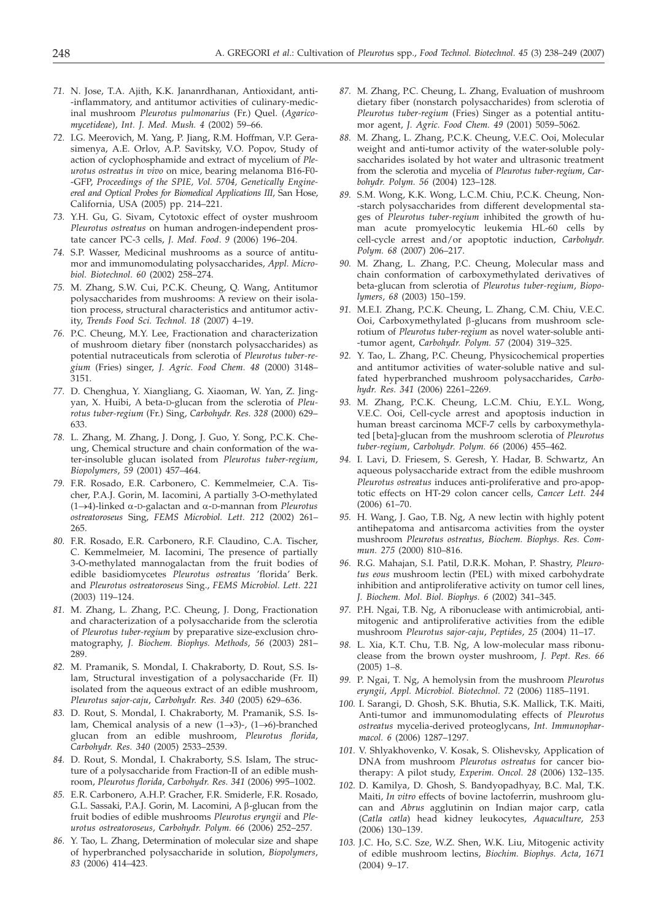*71.* N. Jose, T.A. Ajith, K.K. Jananrdhanan, Antioxidant, anti-inflammatory, and antitumor activities of culinary-medicinal mushroom *Pleurotus pulmonarius* (Fr.) Quel. (*Agaricomycetideae*), *Int. J. Med. Mush. 4* (2002) 59–66.

*72.* I.G. Meerovich, M. Yang, P. Jiang, R.M. Hoffman, V.P. Gerasimenya, A.E. Orlov, A.P. Savitsky, V.O. Popov, Study of action of cyclophosphamide and extract of mycelium of *Pleurotus ostreatus in vivo* on mice, bearing melanoma B16-F0-GFP, *Proceedings of the SPIE, Vol. 5704, Genetically Engineered and Optical Probes for Biomedical Applications III*, San Hose, California, USA (2005) pp. 214–221.

*73.* Y.H. Gu, G. Sivam, Cytotoxic effect of oyster mushroom *Pleurotus ostreatus* on human androgen-independent prostate cancer PC-3 cells, *J. Med. Food*. *9* (2006) 196–204.

*74.* S.P. Wasser, Medicinal mushrooms as a source of antitumor and immunomodulating polysaccharides, *Appl. Microbiol. Biotechnol. 60* (2002) 258–274.

*75.* M. Zhang, S.W. Cui, P.C.K. Cheung, Q. Wang, Antitumor polysaccharides from mushrooms: A review on their isolation process, structural characteristics and antitumor activity, *Trends Food Sci. Technol. 18* (2007) 4–19.

*76.* P.C. Cheung, M.Y. Lee, Fractionation and characterization of mushroom dietary fiber (nonstarch polysaccharides) as potential nutraceuticals from sclerotia of *Pleurotus tuber-regium* (Fries) singer, *J. Agric. Food Chem. 48* (2000) 3148–3151.

*77.* D. Chenghua, Y. Xiangliang, G. Xiaoman, W. Yan, Z. Jingyan, X. Huibi, A beta-D-glucan from the sclerotia of *Pleurotus tuber-regium* (Fr.) Sing, *Carbohydr. Res. 328* (2000) 629–633.

*78.* L. Zhang, M. Zhang, J. Dong, J. Guo, Y. Song, P.C.K. Cheung, Chemical structure and chain conformation of the water-insoluble glucan isolated from *Pleurotus tuber-regium*, *Biopolymers*, *59* (2001) 457–464.

*79.* F.R. Rosado, E.R. Carbonero, C. Kemmelmeier, C.A. Tischer, P.A.J. Gorin, M. Iacomini, A partially 3-O-methylated $(1\rightarrow4)$-linked $\alpha$-D-galactan and $\alpha$-D-mannan from *Pleurotus ostreatoroseus* Sing, *FEMS Microbiol. Lett. 212* (2002) 261–265.

*80.* F.R. Rosado, E.R. Carbonero, R.F. Claudino, C.A. Tischer, C. Kemmelmeier, M. Iacomini, The presence of partially 3-O-methylated mannogalactan from the fruit bodies of edible basidiomycetes *Pleurotus ostreatus* 'florida' Berk. and *Pleurotus ostreatoroseus* Sing., *FEMS Microbiol. Lett. 221* (2003) 119–124.

*81.* M. Zhang, L. Zhang, P.C. Cheung, J. Dong, Fractionation and characterization of a polysaccharide from the sclerotia of *Pleurotus tuber-regium* by preparative size-exclusion chromatography, *J. Biochem. Biophys. Methods*, *56* (2003) 281–289.

*82.* M. Pramanik, S. Mondal, I. Chakraborty, D. Rout, S.S. Islam, Structural investigation of a polysaccharide (Fr. II) isolated from the aqueous extract of an edible mushroom, *Pleurotus sajor-caju*, *Carbohydr. Res. 340* (2005) 629–636.

*83.* D. Rout, S. Mondal, I. Chakraborty, M. Pramanik, S.S. Islam, Chemical analysis of a new $(1\rightarrow3)$-, $(1\rightarrow6)$-branched glucan from an edible mushroom, *Pleurotus florida*, *Carbohydr. Res. 340* (2005) 2533–2539.

*84.* D. Rout, S. Mondal, I. Chakraborty, S.S. Islam, The structure of a polysaccharide from Fraction-II of an edible mushroom, *Pleurotus florida*, *Carbohydr. Res. 341* (2006) 995–1002.

*85.* E.R. Carbonero, A.H.P. Gracher, F.R. Smiderle, F.R. Rosado, G.L. Sassaki, P.A.J. Gorin, M. Lacomini, A $\beta$-glucan from the fruit bodies of edible mushrooms *Pleurotus eryngii* and *Pleurotus ostreatoroseus*, *Carbohydr. Polym. 66* (2006) 252–257.

*86.* Y. Tao, L. Zhang, Determination of molecular size and shape of hyperbranched polysaccharide in solution, *Biopolymers*, *83* (2006) 414–423.

*87.* M. Zhang, P.C. Cheung, L. Zhang, Evaluation of mushroom dietary fiber (nonstarch polysaccharides) from sclerotia of *Pleurotus tuber-regium* (Fries) Singer as a potential antitumor agent, *J. Agric. Food Chem. 49* (2001) 5059–5062.

*88.* M. Zhang, L. Zhang, P.C.K. Cheung, V.E.C. Ooi, Molecular weight and anti-tumor activity of the water-soluble polysaccharides isolated by hot water and ultrasonic treatment from the sclerotia and mycelia of *Pleurotus tuber-regium*, *Carbohydr. Polym. 56* (2004) 123–128.

*89.* S.M. Wong, K.K. Wong, L.C.M. Chiu, P.C.K. Cheung, Non-starch polysaccharides from different developmental stages of *Pleurotus tuber-regium* inhibited the growth of human acute promyelocytic leukemia HL-60 cells by cell-cycle arrest and/or apoptotic induction, *Carbohydr. Polym. 68* (2007) 206–217.

*90.* M. Zhang, L. Zhang, P.C. Cheung, Molecular mass and chain conformation of carboxymethylated derivatives of beta-glucan from sclerotia of *Pleurotus tuber-regium*, *Biopolymers, 68* (2003) 150–159.

*91.* M.E.I. Zhang, P.C.K. Cheung, L. Zhang, C.M. Chiu, V.E.C. Ooi, Carboxymethylated $\beta$-glucans from mushroom sclerotium of *Pleurotus tuber-regium* as novel water-soluble anti-tumor agent, *Carbohydr. Polym. 57* (2004) 319–325.

*92.* Y. Tao, L. Zhang, P.C. Cheung, Physicochemical properties and antitumor activities of water-soluble native and sulfated hyperbranched mushroom polysaccharides, *Carbohydr. Res. 341* (2006) 2261–2269.

*93.* M. Zhang, P.C.K. Cheung, L.C.M. Chiu, E.Y.L. Wong, V.E.C. Ooi, Cell-cycle arrest and apoptosis induction in human breast carcinoma MCF-7 cells by carboxymethylated [beta]-glucan from the mushroom sclerotia of *Pleurotus tuber-regium*, *Carbohydr. Polym. 66* (2006) 455–462.

*94.* I. Lavi, D. Friesem, S. Geresh, Y. Hadar, B. Schwartz, An aqueous polysaccharide extract from the edible mushroom *Pleurotus ostreatus* induces anti-proliferative and pro-apoptotic effects on HT-29 colon cancer cells, *Cancer Lett. 244* (2006) 61–70.

*95.* H. Wang, J. Gao, T.B. Ng, A new lectin with highly potent antihepatoma and antisarcoma activities from the oyster mushroom *Pleurotus ostreatus*, *Biochem. Biophys. Res. Commun. 275* (2000) 810–816.

*96.* R.G. Mahajan, S.I. Patil, D.R.K. Mohan, P. Shastry, *Pleurotus eous* mushroom lectin (PEL) with mixed carbohydrate inhibition and antiproliferative activity on tumor cell lines, *J. Biochem. Mol. Biol. Biophys. 6* (2002) 341–345.

*97.* P.H. Ngai, T.B. Ng, A ribonuclease with antimicrobial, antimitogenic and antiproliferative activities from the edible mushroom *Pleurotus sajor-caju*, *Peptides*, *25* (2004) 11–17.

*98.* L. Xia, K.T. Chu, T.B. Ng, A low-molecular mass ribonuclease from the brown oyster mushroom, *J. Pept. Res. 66* (2005) 1–8.

*99.* P. Ngai, T. Ng, A hemolysin from the mushroom *Pleurotus eryngii*, *Appl. Microbiol. Biotechnol. 72* (2006) 1185–1191.

*100.* I. Sarangi, D. Ghosh, S.K. Bhutia, S.K. Mallick, T.K. Maiti, Anti-tumor and immunomodulating effects of *Pleurotus ostreatus* mycelia-derived proteoglycans, *Int. Immunopharmacol. 6* (2006) 1287–1297.

*101.* V. Shlyakhovenko, V. Kosak, S. Olishevsky, Application of DNA from mushroom *Pleurotus ostreatus* for cancer biotherapy: A pilot study, *Experim. Oncol. 28* (2006) 132–135.

*102.* D. Kamilya, D. Ghosh, S. Bandyopadhyay, B.C. Mal, T.K. Maiti, *In vitro* effects of bovine lactoferrin, mushroom glucan and *Abrus* agglutinin on Indian major carp, catla (*Catla catla*) head kidney leukocytes, *Aquaculture*, *253* (2006) 130–139.

*103.* J.C. Ho, S.C. Sze, W.Z. Shen, W.K. Liu, Mitogenic activity of edible mushroom lectins, *Biochim. Biophys. Acta*, *1671* (2004) 9–17.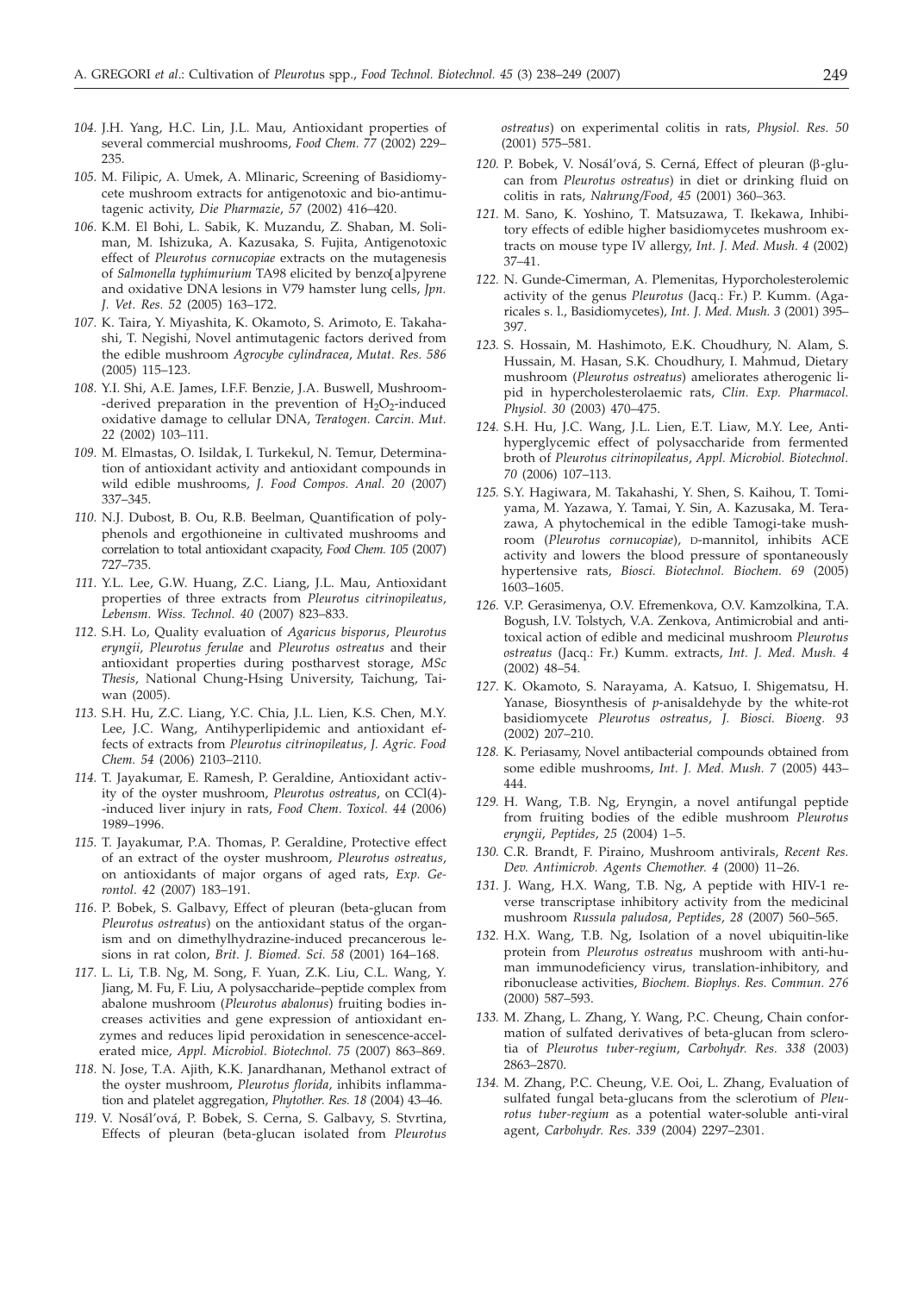*104.* J.H. Yang, H.C. Lin, J.L. Mau, Antioxidant properties of several commercial mushrooms, *Food Chem. 77* (2002) 229–235.

*105.* M. Filipic, A. Umek, A. Mlinaric, Screening of Basidiomycete mushroom extracts for antigenotoxic and bio-antimutagenic activity, *Die Pharmazie*, *57* (2002) 416–420.

*106.* K.M. El Bohi, L. Sabik, K. Muzandu, Z. Shaban, M. Soliman, M. Ishizuka, A. Kazusaka, S. Fujita, Antigenotoxic effect of *Pleurotus cornucopiae* extracts on the mutagenesis of *Salmonella typhimurium* TA98 elicited by benzo[a]pyrene and oxidative DNA lesions in V79 hamster lung cells, *Jpn. J. Vet. Res. 52* (2005) 163–172.

*107.* K. Taira, Y. Miyashita, K. Okamoto, S. Arimoto, E. Takahashi, T. Negishi, Novel antimutagenic factors derived from the edible mushroom *Agrocybe cylindracea*, *Mutat. Res. 586* (2005) 115–123.

*108.* Y.I. Shi, A.E. James, I.F.F. Benzie, J.A. Buswell, Mushroom-derived preparation in the prevention of $H_2O_2$-induced oxidative damage to cellular DNA, *Teratogen. Carcin. Mut. 22* (2002) 103–111.

*109.* M. Elmastas, O. Isildak, I. Turkekul, N. Temur, Determination of antioxidant activity and antioxidant compounds in wild edible mushrooms, *J. Food Compos. Anal. 20* (2007) 337–345.

*110.* N.J. Dubost, B. Ou, R.B. Beelman, Quantification of polyphenols and ergothioneine in cultivated mushrooms and correlation to total antioxidant cxapacity, *Food Chem. 105* (2007) 727–735.

*111.* Y.L. Lee, G.W. Huang, Z.C. Liang, J.L. Mau, Antioxidant properties of three extracts from *Pleurotus citrinopileatus*, *Lebensm. Wiss. Technol. 40* (2007) 823–833.

*112.* S.H. Lo, Quality evaluation of *Agaricus bisporus*, *Pleurotus eryngii*, *Pleurotus ferulae* and *Pleurotus ostreatus* and their antioxidant properties during postharvest storage, *MSc Thesis*, National Chung-Hsing University, Taichung, Taiwan (2005).

*113.* S.H. Hu, Z.C. Liang, Y.C. Chia, J.L. Lien, K.S. Chen, M.Y. Lee, J.C. Wang, Antihyperlipidemic and antioxidant effects of extracts from *Pleurotus citrinopileatus*, *J. Agric. Food Chem. 54* (2006) 2103–2110.

*114.* T. Jayakumar, E. Ramesh, P. Geraldine, Antioxidant activity of the oyster mushroom, *Pleurotus ostreatus*, on CCl(4)-induced liver injury in rats, *Food Chem. Toxicol. 44* (2006) 1989–1996.

*115.* T. Jayakumar, P.A. Thomas, P. Geraldine, Protective effect of an extract of the oyster mushroom, *Pleurotus ostreatus*, on antioxidants of major organs of aged rats, *Exp. Gerontol. 42* (2007) 183–191.

*116.* P. Bobek, S. Galbavy, Effect of pleuran (beta-glucan from *Pleurotus ostreatus*) on the antioxidant status of the organism and on dimethylhydrazine-induced precancerous lesions in rat colon, *Brit. J. Biomed. Sci. 58* (2001) 164–168.

*117.* L. Li, T.B. Ng, M. Song, F. Yuan, Z.K. Liu, C.L. Wang, Y. Jiang, M. Fu, F. Liu, A polysaccharide–peptide complex from abalone mushroom (*Pleurotus abalonus*) fruiting bodies increases activities and gene expression of antioxidant enzymes and reduces lipid peroxidation in senescence-accelerated mice, *Appl. Microbiol. Biotechnol. 75* (2007) 863–869.

*118.* N. Jose, T.A. Ajith, K.K. Janardhanan, Methanol extract of the oyster mushroom, *Pleurotus florida*, inhibits inflammation and platelet aggregation, *Phytother. Res. 18* (2004) 43–46.

*119.* V. Nosál'ová, P. Bobek, S. Cerna, S. Galbavy, S. Stvrtina, Effects of pleuran (beta-glucan isolated from *Pleurotus ostreatus*) on experimental colitis in rats, *Physiol. Res. 50* (2001) 575–581.

*120.* P. Bobek, V. Nosál'ová, S. Cerná, Effect of pleuran (β-glucan from *Pleurotus ostreatus*) in diet or drinking fluid on colitis in rats, *Nahrung/Food, 45* (2001) 360–363.

*121.* M. Sano, K. Yoshino, T. Matsuzawa, T. Ikekawa, Inhibitory effects of edible higher basidiomycetes mushroom extracts on mouse type IV allergy, *Int. J. Med. Mush. 4* (2002) 37–41.

*122.* N. Gunde-Cimerman, A. Plemenitas, Hyporcholesterolemic activity of the genus *Pleurotus* (Jacq.: Fr.) P. Kumm. (Agaricales s. l., Basidiomycetes), *Int. J. Med. Mush. 3* (2001) 395–397.

*123.* S. Hossain, M. Hashimoto, E.K. Choudhury, N. Alam, S. Hussain, M. Hasan, S.K. Choudhury, I. Mahmud, Dietary mushroom (*Pleurotus ostreatus*) ameliorates atherogenic lipid in hypercholesterolaemic rats, *Clin. Exp. Pharmacol. Physiol. 30* (2003) 470–475.

*124.* S.H. Hu, J.C. Wang, J.L. Lien, E.T. Liaw, M.Y. Lee, Antihyperglycemic effect of polysaccharide from fermented broth of *Pleurotus citrinopileatus*, *Appl. Microbiol. Biotechnol. 70* (2006) 107–113.

*125.* S.Y. Hagiwara, M. Takahashi, Y. Shen, S. Kaihou, T. Tomiyama, M. Yazawa, Y. Tamai, Y. Sin, A. Kazusaka, M. Terazawa, A phytochemical in the edible Tamogi-take mushroom (*Pleurotus cornucopiae*), D-mannitol, inhibits ACE activity and lowers the blood pressure of spontaneously hypertensive rats, *Biosci. Biotechnol. Biochem. 69* (2005) 1603–1605.

*126.* V.P. Gerasimenya, O.V. Efremenkova, O.V. Kamzolkina, T.A. Bogush, I.V. Tolstych, V.A. Zenkova, Antimicrobial and antitoxical action of edible and medicinal mushroom *Pleurotus ostreatus* (Jacq.: Fr.) Kumm. extracts, *Int. J. Med. Mush. 4* (2002) 48–54.

*127.* K. Okamoto, S. Narayama, A. Katsuo, I. Shigematsu, H. Yanase, Biosynthesis of *p*-anisaldehyde by the white-rot basidiomycete *Pleurotus ostreatus*, *J. Biosci. Bioeng. 93* (2002) 207–210.

*128.* K. Periasamy, Novel antibacterial compounds obtained from some edible mushrooms, *Int. J. Med. Mush. 7* (2005) 443–444.

*129.* H. Wang, T.B. Ng, Eryngin, a novel antifungal peptide from fruiting bodies of the edible mushroom *Pleurotus eryngii*, *Peptides*, *25* (2004) 1–5.

*130.* C.R. Brandt, F. Piraino, Mushroom antivirals, *Recent Res. Dev. Antimicrob. Agents Chemother. 4* (2000) 11–26.

*131.* J. Wang, H.X. Wang, T.B. Ng, A peptide with HIV-1 reverse transcriptase inhibitory activity from the medicinal mushroom *Russula paludosa*, *Peptides*, *28* (2007) 560–565.

*132.* H.X. Wang, T.B. Ng, Isolation of a novel ubiquitin-like protein from *Pleurotus ostreatus* mushroom with anti-human immunodeficiency virus, translation-inhibitory, and ribonuclease activities, *Biochem. Biophys. Res. Commun. 276* (2000) 587–593.

*133.* M. Zhang, L. Zhang, Y. Wang, P.C. Cheung, Chain conformation of sulfated derivatives of beta-glucan from sclerotia of *Pleurotus tuber-regium*, *Carbohydr. Res. 338* (2003) 2863–2870.

*134.* M. Zhang, P.C. Cheung, V.E. Ooi, L. Zhang, Evaluation of sulfated fungal beta-glucans from the sclerotium of *Pleurotus tuber-regium* as a potential water-soluble anti-viral agent, *Carbohydr. Res. 339* (2004) 2297–2301.